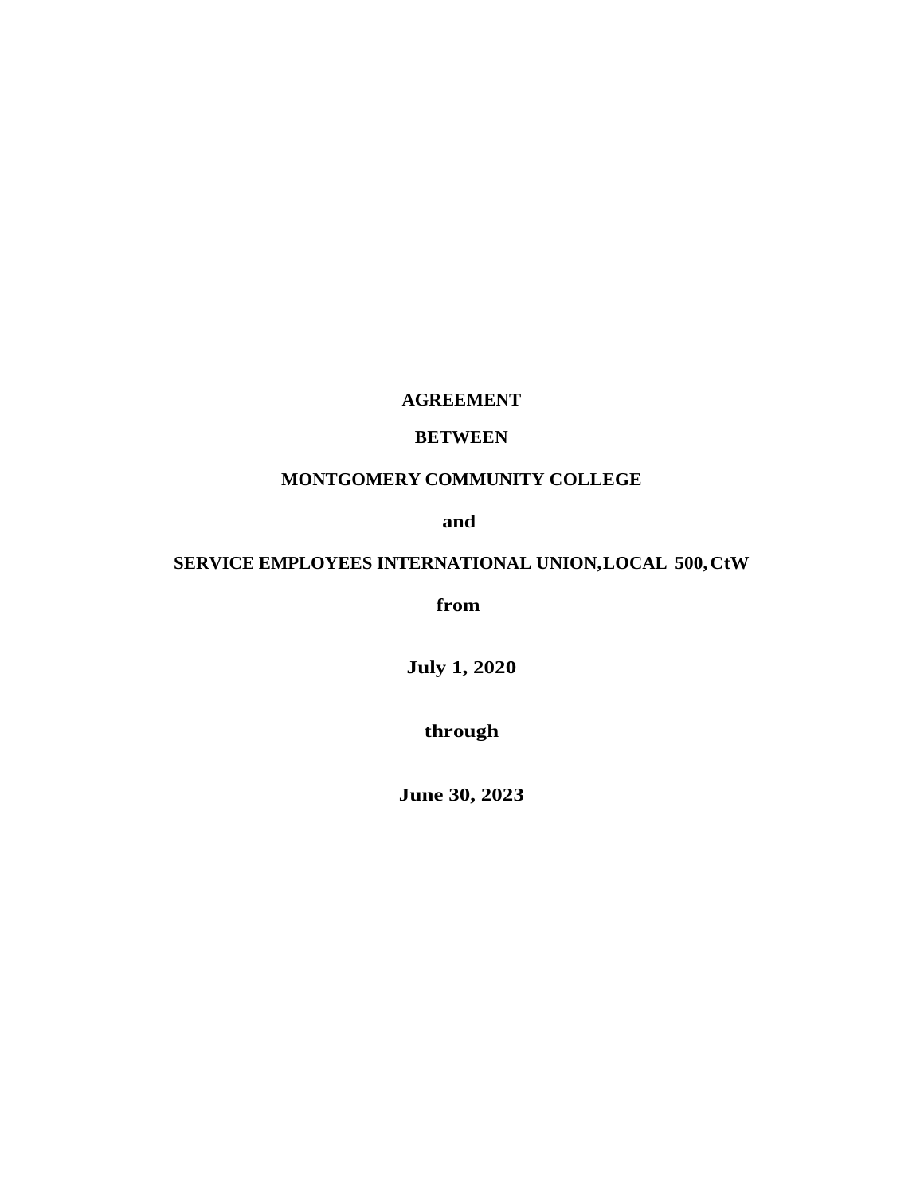**AGREEMENT**

**BETWEEN**

**MONTGOMERY COMMUNITY COLLEGE**

**and**

**SERVICE EMPLOYEES INTERNATIONAL UNION, LOCAL 500, CtW**

**from**

**July 1, 2020**

**through**

**June 30, 2023**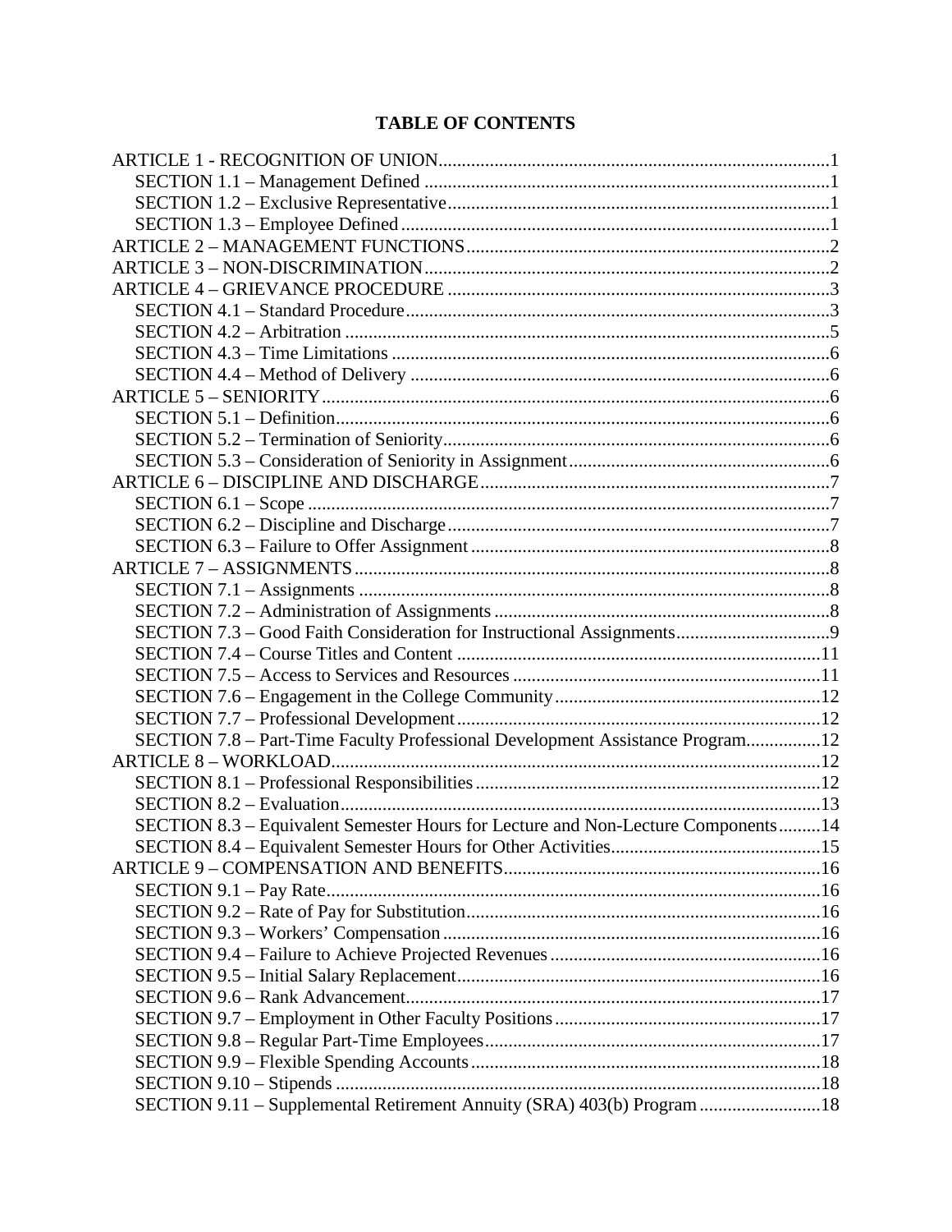# TABLE OF CONTENTS

ARTICLE 1 - RECOGNITION OF UNION....1
- SECTION 1.1 – Management Defined....1
- SECTION 1.2 – Exclusive Representative....1
- SECTION 1.3 – Employee Defined....1

ARTICLE 2 – MANAGEMENT FUNCTIONS....2

ARTICLE 3 – NON-DISCRIMINATION....2

ARTICLE 4 – GRIEVANCE PROCEDURE....3
- SECTION 4.1 – Standard Procedure....3
- SECTION 4.2 – Arbitration....5
- SECTION 4.3 – Time Limitations....6
- SECTION 4.4 – Method of Delivery....6

ARTICLE 5 – SENIORITY....6
- SECTION 5.1 – Definition....6
- SECTION 5.2 – Termination of Seniority....6
- SECTION 5.3 – Consideration of Seniority in Assignment....6

ARTICLE 6 – DISCIPLINE AND DISCHARGE....7
- SECTION 6.1 – Scope....7
- SECTION 6.2 – Discipline and Discharge....7
- SECTION 6.3 – Failure to Offer Assignment....8

ARTICLE 7 – ASSIGNMENTS....8
- SECTION 7.1 – Assignments....8
- SECTION 7.2 – Administration of Assignments....8
- SECTION 7.3 – Good Faith Consideration for Instructional Assignments....9
- SECTION 7.4 – Course Titles and Content....11
- SECTION 7.5 – Access to Services and Resources....11
- SECTION 7.6 – Engagement in the College Community....12
- SECTION 7.7 – Professional Development....12
- SECTION 7.8 – Part-Time Faculty Professional Development Assistance Program....12

ARTICLE 8 – WORKLOAD....12
- SECTION 8.1 – Professional Responsibilities....12
- SECTION 8.2 – Evaluation....13
- SECTION 8.3 – Equivalent Semester Hours for Lecture and Non-Lecture Components....14
- SECTION 8.4 – Equivalent Semester Hours for Other Activities....15

ARTICLE 9 – COMPENSATION AND BENEFITS....16
- SECTION 9.1 – Pay Rate....16
- SECTION 9.2 – Rate of Pay for Substitution....16
- SECTION 9.3 – Workers' Compensation....16
- SECTION 9.4 – Failure to Achieve Projected Revenues....16
- SECTION 9.5 – Initial Salary Replacement....16
- SECTION 9.6 – Rank Advancement....17
- SECTION 9.7 – Employment in Other Faculty Positions....17
- SECTION 9.8 – Regular Part-Time Employees....17
- SECTION 9.9 – Flexible Spending Accounts....18
- SECTION 9.10 – Stipends....18
- SECTION 9.11 – Supplemental Retirement Annuity (SRA) 403(b) Program....18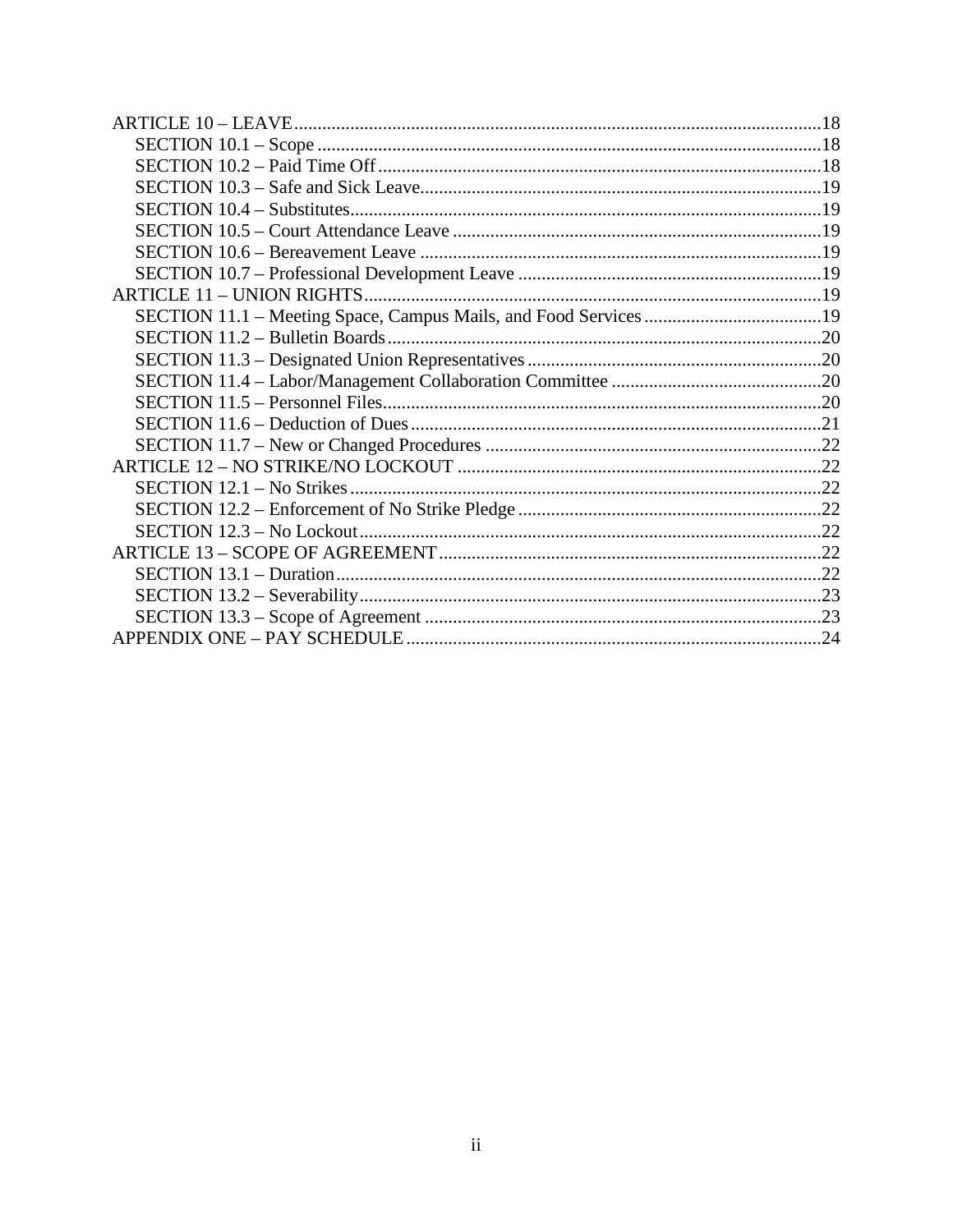ARTICLE 10 – LEAVE ........ 18
- SECTION 10.1 – Scope ........ 18
- SECTION 10.2 – Paid Time Off ........ 18
- SECTION 10.3 – Safe and Sick Leave ........ 19
- SECTION 10.4 – Substitutes ........ 19
- SECTION 10.5 – Court Attendance Leave ........ 19
- SECTION 10.6 – Bereavement Leave ........ 19
- SECTION 10.7 – Professional Development Leave ........ 19

ARTICLE 11 – UNION RIGHTS ........ 19
- SECTION 11.1 – Meeting Space, Campus Mails, and Food Services ........ 19
- SECTION 11.2 – Bulletin Boards ........ 20
- SECTION 11.3 – Designated Union Representatives ........ 20
- SECTION 11.4 – Labor/Management Collaboration Committee ........ 20
- SECTION 11.5 – Personnel Files ........ 20
- SECTION 11.6 – Deduction of Dues ........ 21
- SECTION 11.7 – New or Changed Procedures ........ 22

ARTICLE 12 – NO STRIKE/NO LOCKOUT ........ 22
- SECTION 12.1 – No Strikes ........ 22
- SECTION 12.2 – Enforcement of No Strike Pledge ........ 22
- SECTION 12.3 – No Lockout ........ 22

ARTICLE 13 – SCOPE OF AGREEMENT ........ 22
- SECTION 13.1 – Duration ........ 22
- SECTION 13.2 – Severability ........ 23
- SECTION 13.3 – Scope of Agreement ........ 23

APPENDIX ONE – PAY SCHEDULE ........ 24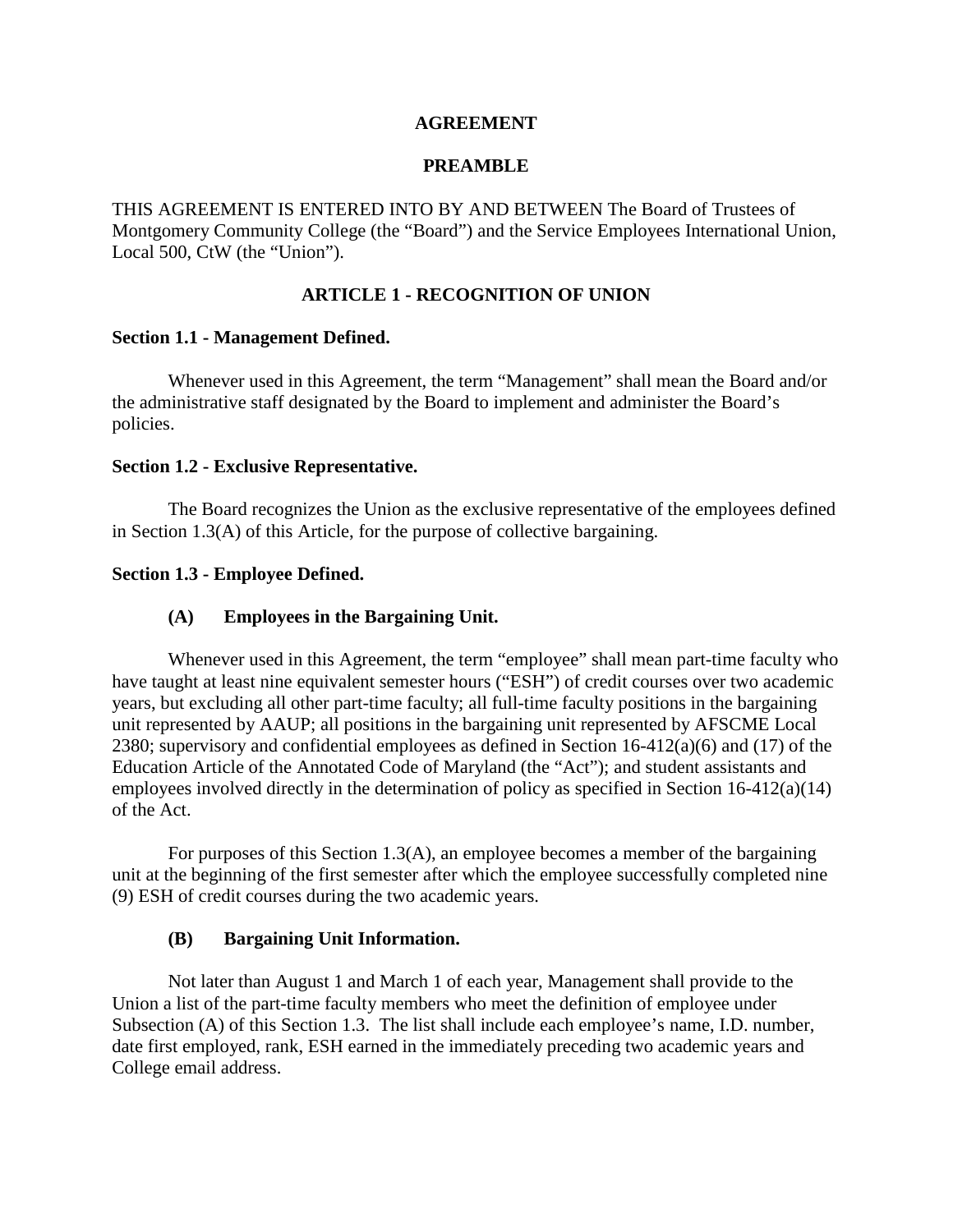# AGREEMENT

## PREAMBLE

THIS AGREEMENT IS ENTERED INTO BY AND BETWEEN The Board of Trustees of Montgomery Community College (the "Board") and the Service Employees International Union, Local 500, CtW (the "Union").

## ARTICLE 1 - RECOGNITION OF UNION

**Section 1.1 - Management Defined.**

Whenever used in this Agreement, the term "Management" shall mean the Board and/or the administrative staff designated by the Board to implement and administer the Board's policies.

**Section 1.2 - Exclusive Representative.**

The Board recognizes the Union as the exclusive representative of the employees defined in Section 1.3(A) of this Article, for the purpose of collective bargaining.

**Section 1.3 - Employee Defined.**

**(A) Employees in the Bargaining Unit.**

Whenever used in this Agreement, the term "employee" shall mean part-time faculty who have taught at least nine equivalent semester hours ("ESH") of credit courses over two academic years, but excluding all other part-time faculty; all full-time faculty positions in the bargaining unit represented by AAUP; all positions in the bargaining unit represented by AFSCME Local 2380; supervisory and confidential employees as defined in Section 16-412(a)(6) and (17) of the Education Article of the Annotated Code of Maryland (the "Act"); and student assistants and employees involved directly in the determination of policy as specified in Section 16-412(a)(14) of the Act.

For purposes of this Section 1.3(A), an employee becomes a member of the bargaining unit at the beginning of the first semester after which the employee successfully completed nine (9) ESH of credit courses during the two academic years.

**(B) Bargaining Unit Information.**

Not later than August 1 and March 1 of each year, Management shall provide to the Union a list of the part-time faculty members who meet the definition of employee under Subsection (A) of this Section 1.3. The list shall include each employee's name, I.D. number, date first employed, rank, ESH earned in the immediately preceding two academic years and College email address.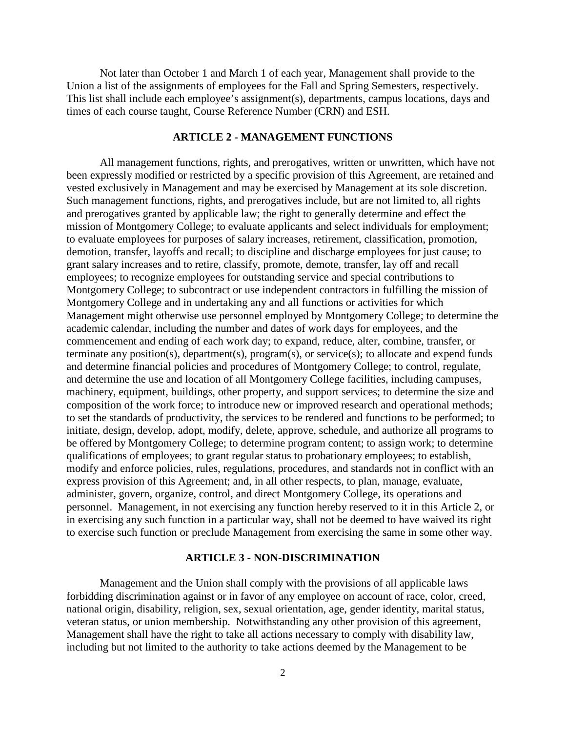Not later than October 1 and March 1 of each year, Management shall provide to the Union a list of the assignments of employees for the Fall and Spring Semesters, respectively. This list shall include each employee's assignment(s), departments, campus locations, days and times of each course taught, Course Reference Number (CRN) and ESH.

## ARTICLE 2 - MANAGEMENT FUNCTIONS

All management functions, rights, and prerogatives, written or unwritten, which have not been expressly modified or restricted by a specific provision of this Agreement, are retained and vested exclusively in Management and may be exercised by Management at its sole discretion. Such management functions, rights, and prerogatives include, but are not limited to, all rights and prerogatives granted by applicable law; the right to generally determine and effect the mission of Montgomery College; to evaluate applicants and select individuals for employment; to evaluate employees for purposes of salary increases, retirement, classification, promotion, demotion, transfer, layoffs and recall; to discipline and discharge employees for just cause; to grant salary increases and to retire, classify, promote, demote, transfer, lay off and recall employees; to recognize employees for outstanding service and special contributions to Montgomery College; to subcontract or use independent contractors in fulfilling the mission of Montgomery College and in undertaking any and all functions or activities for which Management might otherwise use personnel employed by Montgomery College; to determine the academic calendar, including the number and dates of work days for employees, and the commencement and ending of each work day; to expand, reduce, alter, combine, transfer, or terminate any position(s), department(s), program(s), or service(s); to allocate and expend funds and determine financial policies and procedures of Montgomery College; to control, regulate, and determine the use and location of all Montgomery College facilities, including campuses, machinery, equipment, buildings, other property, and support services; to determine the size and composition of the work force; to introduce new or improved research and operational methods; to set the standards of productivity, the services to be rendered and functions to be performed; to initiate, design, develop, adopt, modify, delete, approve, schedule, and authorize all programs to be offered by Montgomery College; to determine program content; to assign work; to determine qualifications of employees; to grant regular status to probationary employees; to establish, modify and enforce policies, rules, regulations, procedures, and standards not in conflict with an express provision of this Agreement; and, in all other respects, to plan, manage, evaluate, administer, govern, organize, control, and direct Montgomery College, its operations and personnel. Management, in not exercising any function hereby reserved to it in this Article 2, or in exercising any such function in a particular way, shall not be deemed to have waived its right to exercise such function or preclude Management from exercising the same in some other way.

## ARTICLE 3 - NON-DISCRIMINATION

Management and the Union shall comply with the provisions of all applicable laws forbidding discrimination against or in favor of any employee on account of race, color, creed, national origin, disability, religion, sex, sexual orientation, age, gender identity, marital status, veteran status, or union membership. Notwithstanding any other provision of this agreement, Management shall have the right to take all actions necessary to comply with disability law, including but not limited to the authority to take actions deemed by the Management to be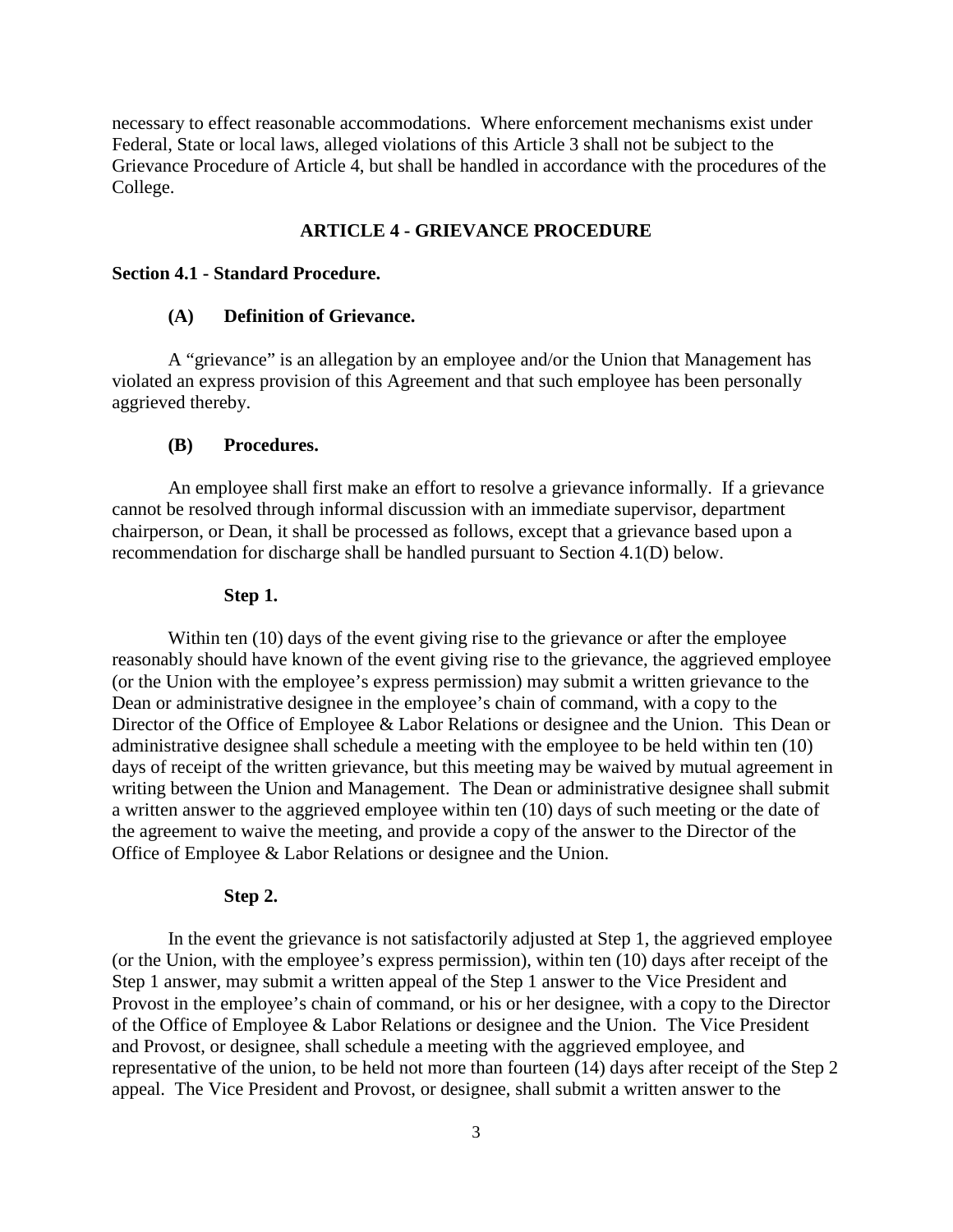necessary to effect reasonable accommodations. Where enforcement mechanisms exist under Federal, State or local laws, alleged violations of this Article 3 shall not be subject to the Grievance Procedure of Article 4, but shall be handled in accordance with the procedures of the College.

## ARTICLE 4 - GRIEVANCE PROCEDURE

### Section 4.1 - Standard Procedure.

#### (A) Definition of Grievance.

A "grievance" is an allegation by an employee and/or the Union that Management has violated an express provision of this Agreement and that such employee has been personally aggrieved thereby.

#### (B) Procedures.

An employee shall first make an effort to resolve a grievance informally. If a grievance cannot be resolved through informal discussion with an immediate supervisor, department chairperson, or Dean, it shall be processed as follows, except that a grievance based upon a recommendation for discharge shall be handled pursuant to Section 4.1(D) below.

**Step 1.**

Within ten (10) days of the event giving rise to the grievance or after the employee reasonably should have known of the event giving rise to the grievance, the aggrieved employee (or the Union with the employee's express permission) may submit a written grievance to the Dean or administrative designee in the employee's chain of command, with a copy to the Director of the Office of Employee & Labor Relations or designee and the Union. This Dean or administrative designee shall schedule a meeting with the employee to be held within ten (10) days of receipt of the written grievance, but this meeting may be waived by mutual agreement in writing between the Union and Management. The Dean or administrative designee shall submit a written answer to the aggrieved employee within ten (10) days of such meeting or the date of the agreement to waive the meeting, and provide a copy of the answer to the Director of the Office of Employee & Labor Relations or designee and the Union.

**Step 2.**

In the event the grievance is not satisfactorily adjusted at Step 1, the aggrieved employee (or the Union, with the employee's express permission), within ten (10) days after receipt of the Step 1 answer, may submit a written appeal of the Step 1 answer to the Vice President and Provost in the employee's chain of command, or his or her designee, with a copy to the Director of the Office of Employee & Labor Relations or designee and the Union. The Vice President and Provost, or designee, shall schedule a meeting with the aggrieved employee, and representative of the union, to be held not more than fourteen (14) days after receipt of the Step 2 appeal. The Vice President and Provost, or designee, shall submit a written answer to the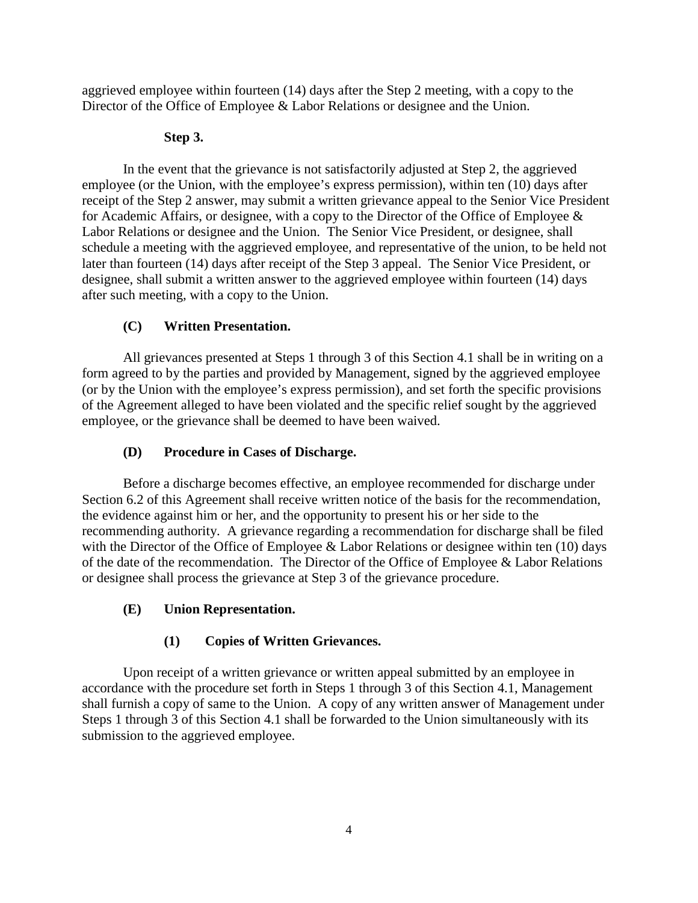aggrieved employee within fourteen (14) days after the Step 2 meeting, with a copy to the Director of the Office of Employee & Labor Relations or designee and the Union.

**Step 3.**

In the event that the grievance is not satisfactorily adjusted at Step 2, the aggrieved employee (or the Union, with the employee's express permission), within ten (10) days after receipt of the Step 2 answer, may submit a written grievance appeal to the Senior Vice President for Academic Affairs, or designee, with a copy to the Director of the Office of Employee & Labor Relations or designee and the Union. The Senior Vice President, or designee, shall schedule a meeting with the aggrieved employee, and representative of the union, to be held not later than fourteen (14) days after receipt of the Step 3 appeal. The Senior Vice President, or designee, shall submit a written answer to the aggrieved employee within fourteen (14) days after such meeting, with a copy to the Union.

**(C) Written Presentation.**

All grievances presented at Steps 1 through 3 of this Section 4.1 shall be in writing on a form agreed to by the parties and provided by Management, signed by the aggrieved employee (or by the Union with the employee's express permission), and set forth the specific provisions of the Agreement alleged to have been violated and the specific relief sought by the aggrieved employee, or the grievance shall be deemed to have been waived.

**(D) Procedure in Cases of Discharge.**

Before a discharge becomes effective, an employee recommended for discharge under Section 6.2 of this Agreement shall receive written notice of the basis for the recommendation, the evidence against him or her, and the opportunity to present his or her side to the recommending authority. A grievance regarding a recommendation for discharge shall be filed with the Director of the Office of Employee & Labor Relations or designee within ten (10) days of the date of the recommendation. The Director of the Office of Employee & Labor Relations or designee shall process the grievance at Step 3 of the grievance procedure.

**(E) Union Representation.**

**(1) Copies of Written Grievances.**

Upon receipt of a written grievance or written appeal submitted by an employee in accordance with the procedure set forth in Steps 1 through 3 of this Section 4.1, Management shall furnish a copy of same to the Union. A copy of any written answer of Management under Steps 1 through 3 of this Section 4.1 shall be forwarded to the Union simultaneously with its submission to the aggrieved employee.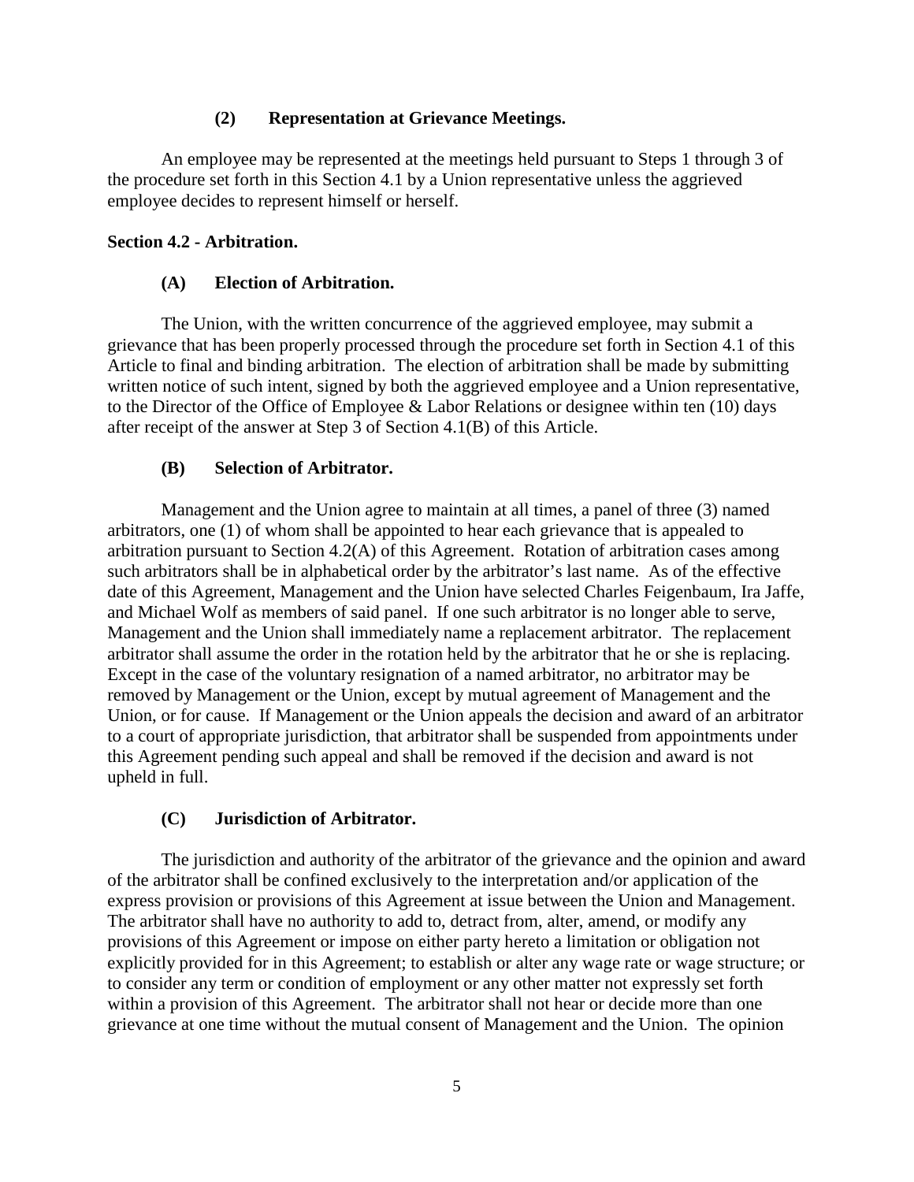#### (2) Representation at Grievance Meetings.

An employee may be represented at the meetings held pursuant to Steps 1 through 3 of the procedure set forth in this Section 4.1 by a Union representative unless the aggrieved employee decides to represent himself or herself.

### Section 4.2 - Arbitration.

#### (A) Election of Arbitration.

The Union, with the written concurrence of the aggrieved employee, may submit a grievance that has been properly processed through the procedure set forth in Section 4.1 of this Article to final and binding arbitration. The election of arbitration shall be made by submitting written notice of such intent, signed by both the aggrieved employee and a Union representative, to the Director of the Office of Employee & Labor Relations or designee within ten (10) days after receipt of the answer at Step 3 of Section 4.1(B) of this Article.

#### (B) Selection of Arbitrator.

Management and the Union agree to maintain at all times, a panel of three (3) named arbitrators, one (1) of whom shall be appointed to hear each grievance that is appealed to arbitration pursuant to Section 4.2(A) of this Agreement. Rotation of arbitration cases among such arbitrators shall be in alphabetical order by the arbitrator's last name. As of the effective date of this Agreement, Management and the Union have selected Charles Feigenbaum, Ira Jaffe, and Michael Wolf as members of said panel. If one such arbitrator is no longer able to serve, Management and the Union shall immediately name a replacement arbitrator. The replacement arbitrator shall assume the order in the rotation held by the arbitrator that he or she is replacing. Except in the case of the voluntary resignation of a named arbitrator, no arbitrator may be removed by Management or the Union, except by mutual agreement of Management and the Union, or for cause. If Management or the Union appeals the decision and award of an arbitrator to a court of appropriate jurisdiction, that arbitrator shall be suspended from appointments under this Agreement pending such appeal and shall be removed if the decision and award is not upheld in full.

#### (C) Jurisdiction of Arbitrator.

The jurisdiction and authority of the arbitrator of the grievance and the opinion and award of the arbitrator shall be confined exclusively to the interpretation and/or application of the express provision or provisions of this Agreement at issue between the Union and Management. The arbitrator shall have no authority to add to, detract from, alter, amend, or modify any provisions of this Agreement or impose on either party hereto a limitation or obligation not explicitly provided for in this Agreement; to establish or alter any wage rate or wage structure; or to consider any term or condition of employment or any other matter not expressly set forth within a provision of this Agreement. The arbitrator shall not hear or decide more than one grievance at one time without the mutual consent of Management and the Union. The opinion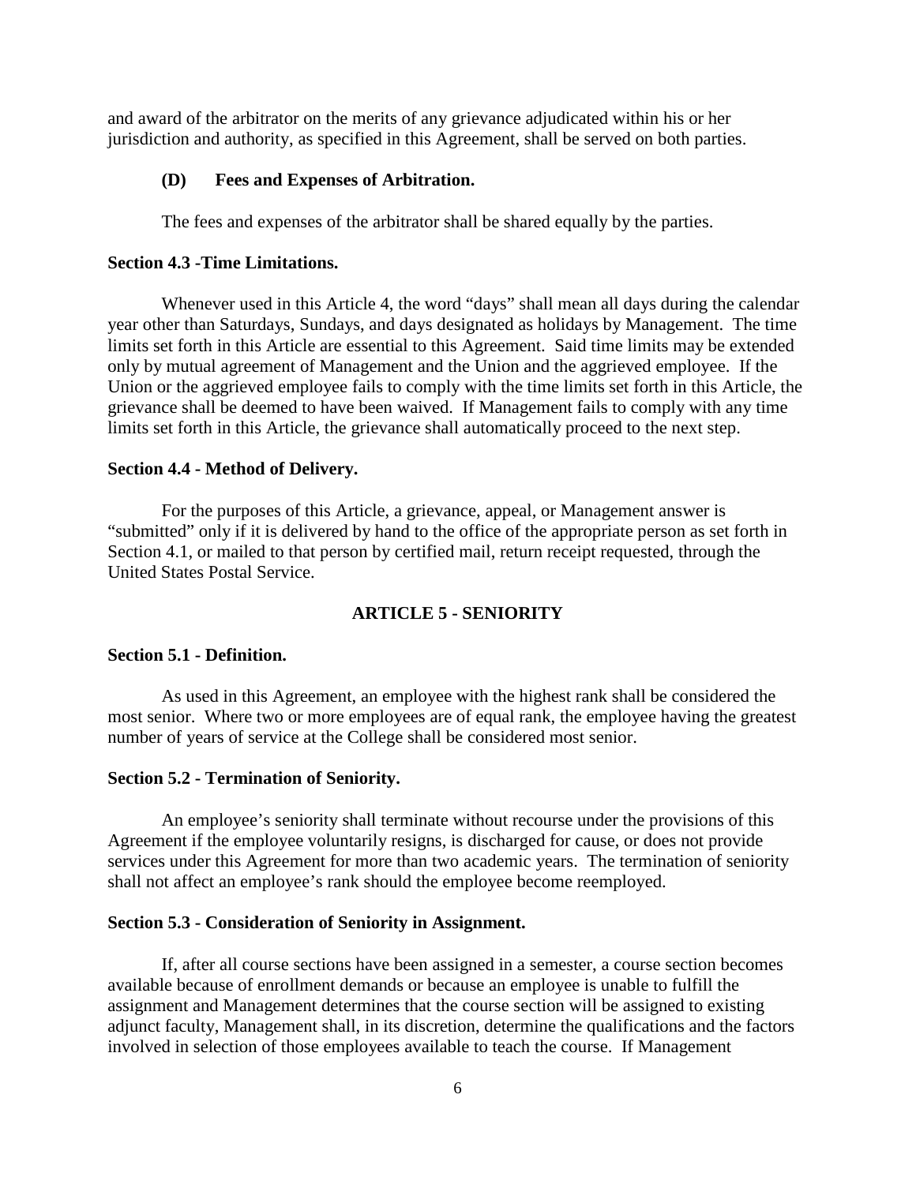and award of the arbitrator on the merits of any grievance adjudicated within his or her jurisdiction and authority, as specified in this Agreement, shall be served on both parties.

**(D) Fees and Expenses of Arbitration.**

The fees and expenses of the arbitrator shall be shared equally by the parties.

**Section 4.3 -Time Limitations.**

Whenever used in this Article 4, the word "days" shall mean all days during the calendar year other than Saturdays, Sundays, and days designated as holidays by Management. The time limits set forth in this Article are essential to this Agreement. Said time limits may be extended only by mutual agreement of Management and the Union and the aggrieved employee. If the Union or the aggrieved employee fails to comply with the time limits set forth in this Article, the grievance shall be deemed to have been waived. If Management fails to comply with any time limits set forth in this Article, the grievance shall automatically proceed to the next step.

**Section 4.4 - Method of Delivery.**

For the purposes of this Article, a grievance, appeal, or Management answer is "submitted" only if it is delivered by hand to the office of the appropriate person as set forth in Section 4.1, or mailed to that person by certified mail, return receipt requested, through the United States Postal Service.

## ARTICLE 5 - SENIORITY

**Section 5.1 - Definition.**

As used in this Agreement, an employee with the highest rank shall be considered the most senior. Where two or more employees are of equal rank, the employee having the greatest number of years of service at the College shall be considered most senior.

**Section 5.2 - Termination of Seniority.**

An employee's seniority shall terminate without recourse under the provisions of this Agreement if the employee voluntarily resigns, is discharged for cause, or does not provide services under this Agreement for more than two academic years. The termination of seniority shall not affect an employee's rank should the employee become reemployed.

**Section 5.3 - Consideration of Seniority in Assignment.**

If, after all course sections have been assigned in a semester, a course section becomes available because of enrollment demands or because an employee is unable to fulfill the assignment and Management determines that the course section will be assigned to existing adjunct faculty, Management shall, in its discretion, determine the qualifications and the factors involved in selection of those employees available to teach the course. If Management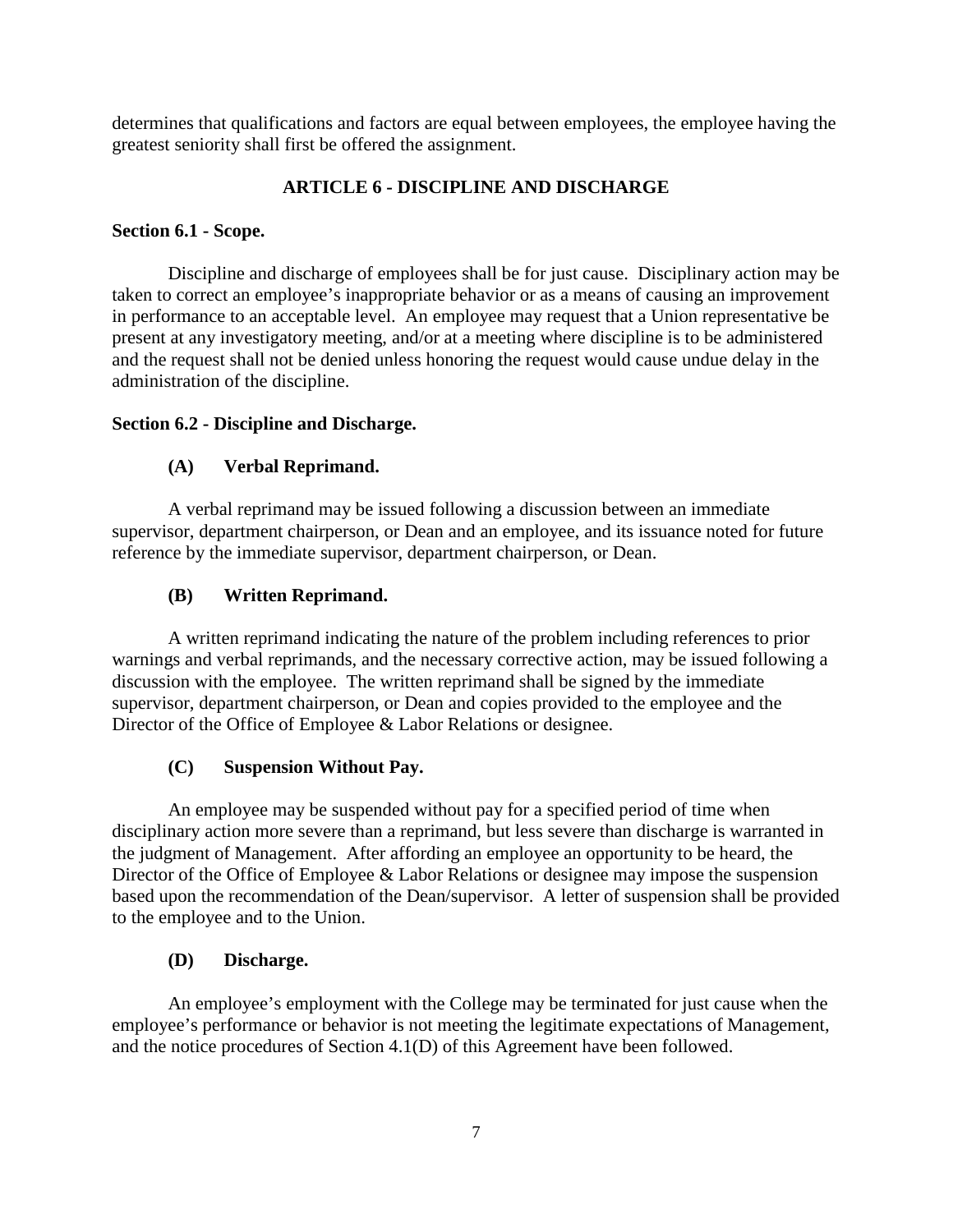determines that qualifications and factors are equal between employees, the employee having the greatest seniority shall first be offered the assignment.

## ARTICLE 6 - DISCIPLINE AND DISCHARGE

### Section 6.1 - Scope.

Discipline and discharge of employees shall be for just cause. Disciplinary action may be taken to correct an employee's inappropriate behavior or as a means of causing an improvement in performance to an acceptable level. An employee may request that a Union representative be present at any investigatory meeting, and/or at a meeting where discipline is to be administered and the request shall not be denied unless honoring the request would cause undue delay in the administration of the discipline.

### Section 6.2 - Discipline and Discharge.

#### (A) Verbal Reprimand.

A verbal reprimand may be issued following a discussion between an immediate supervisor, department chairperson, or Dean and an employee, and its issuance noted for future reference by the immediate supervisor, department chairperson, or Dean.

#### (B) Written Reprimand.

A written reprimand indicating the nature of the problem including references to prior warnings and verbal reprimands, and the necessary corrective action, may be issued following a discussion with the employee. The written reprimand shall be signed by the immediate supervisor, department chairperson, or Dean and copies provided to the employee and the Director of the Office of Employee & Labor Relations or designee.

#### (C) Suspension Without Pay.

An employee may be suspended without pay for a specified period of time when disciplinary action more severe than a reprimand, but less severe than discharge is warranted in the judgment of Management. After affording an employee an opportunity to be heard, the Director of the Office of Employee & Labor Relations or designee may impose the suspension based upon the recommendation of the Dean/supervisor. A letter of suspension shall be provided to the employee and to the Union.

#### (D) Discharge.

An employee's employment with the College may be terminated for just cause when the employee's performance or behavior is not meeting the legitimate expectations of Management, and the notice procedures of Section 4.1(D) of this Agreement have been followed.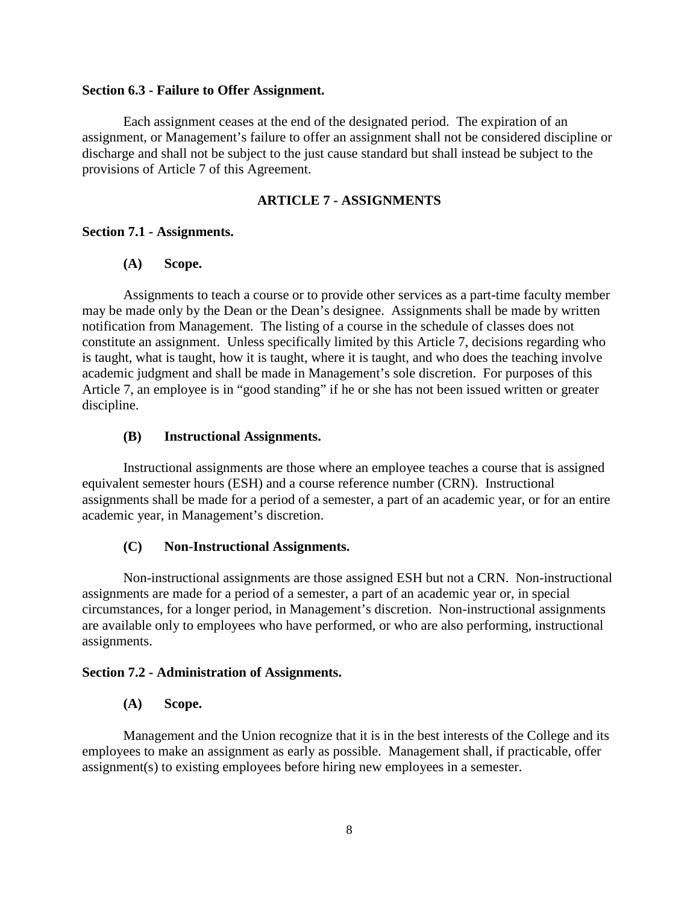**Section 6.3 - Failure to Offer Assignment.**

Each assignment ceases at the end of the designated period. The expiration of an assignment, or Management's failure to offer an assignment shall not be considered discipline or discharge and shall not be subject to the just cause standard but shall instead be subject to the provisions of Article 7 of this Agreement.

## ARTICLE 7 - ASSIGNMENTS

**Section 7.1 - Assignments.**

**(A) Scope.**

Assignments to teach a course or to provide other services as a part-time faculty member may be made only by the Dean or the Dean's designee. Assignments shall be made by written notification from Management. The listing of a course in the schedule of classes does not constitute an assignment. Unless specifically limited by this Article 7, decisions regarding who is taught, what is taught, how it is taught, where it is taught, and who does the teaching involve academic judgment and shall be made in Management's sole discretion. For purposes of this Article 7, an employee is in "good standing" if he or she has not been issued written or greater discipline.

**(B) Instructional Assignments.**

Instructional assignments are those where an employee teaches a course that is assigned equivalent semester hours (ESH) and a course reference number (CRN). Instructional assignments shall be made for a period of a semester, a part of an academic year, or for an entire academic year, in Management's discretion.

**(C) Non-Instructional Assignments.**

Non-instructional assignments are those assigned ESH but not a CRN. Non-instructional assignments are made for a period of a semester, a part of an academic year or, in special circumstances, for a longer period, in Management's discretion. Non-instructional assignments are available only to employees who have performed, or who are also performing, instructional assignments.

**Section 7.2 - Administration of Assignments.**

**(A) Scope.**

Management and the Union recognize that it is in the best interests of the College and its employees to make an assignment as early as possible. Management shall, if practicable, offer assignment(s) to existing employees before hiring new employees in a semester.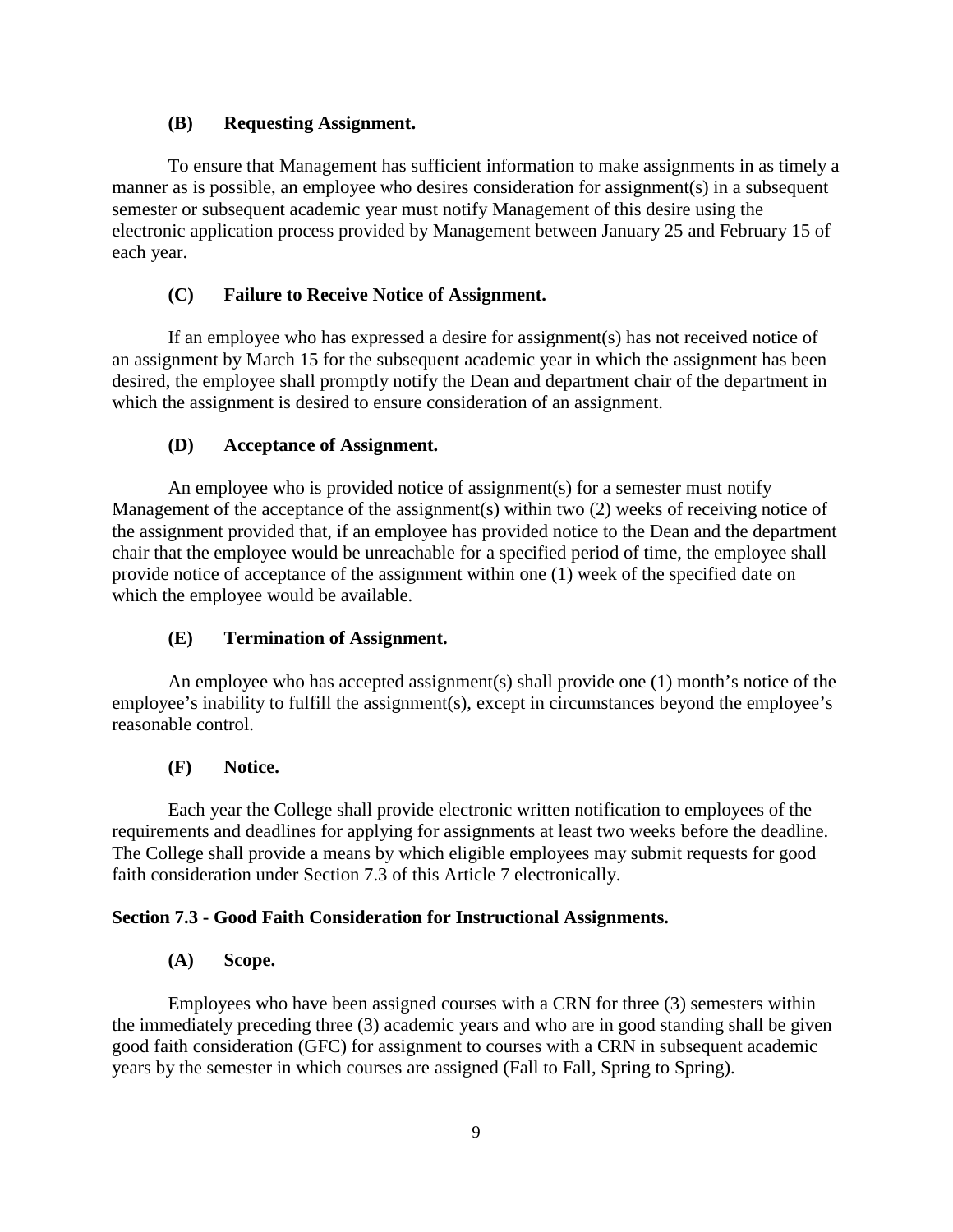### (B) Requesting Assignment.

To ensure that Management has sufficient information to make assignments in as timely a manner as is possible, an employee who desires consideration for assignment(s) in a subsequent semester or subsequent academic year must notify Management of this desire using the electronic application process provided by Management between January 25 and February 15 of each year.

### (C) Failure to Receive Notice of Assignment.

If an employee who has expressed a desire for assignment(s) has not received notice of an assignment by March 15 for the subsequent academic year in which the assignment has been desired, the employee shall promptly notify the Dean and department chair of the department in which the assignment is desired to ensure consideration of an assignment.

### (D) Acceptance of Assignment.

An employee who is provided notice of assignment(s) for a semester must notify Management of the acceptance of the assignment(s) within two (2) weeks of receiving notice of the assignment provided that, if an employee has provided notice to the Dean and the department chair that the employee would be unreachable for a specified period of time, the employee shall provide notice of acceptance of the assignment within one (1) week of the specified date on which the employee would be available.

### (E) Termination of Assignment.

An employee who has accepted assignment(s) shall provide one (1) month's notice of the employee's inability to fulfill the assignment(s), except in circumstances beyond the employee's reasonable control.

### (F) Notice.

Each year the College shall provide electronic written notification to employees of the requirements and deadlines for applying for assignments at least two weeks before the deadline. The College shall provide a means by which eligible employees may submit requests for good faith consideration under Section 7.3 of this Article 7 electronically.

## Section 7.3 - Good Faith Consideration for Instructional Assignments.

### (A) Scope.

Employees who have been assigned courses with a CRN for three (3) semesters within the immediately preceding three (3) academic years and who are in good standing shall be given good faith consideration (GFC) for assignment to courses with a CRN in subsequent academic years by the semester in which courses are assigned (Fall to Fall, Spring to Spring).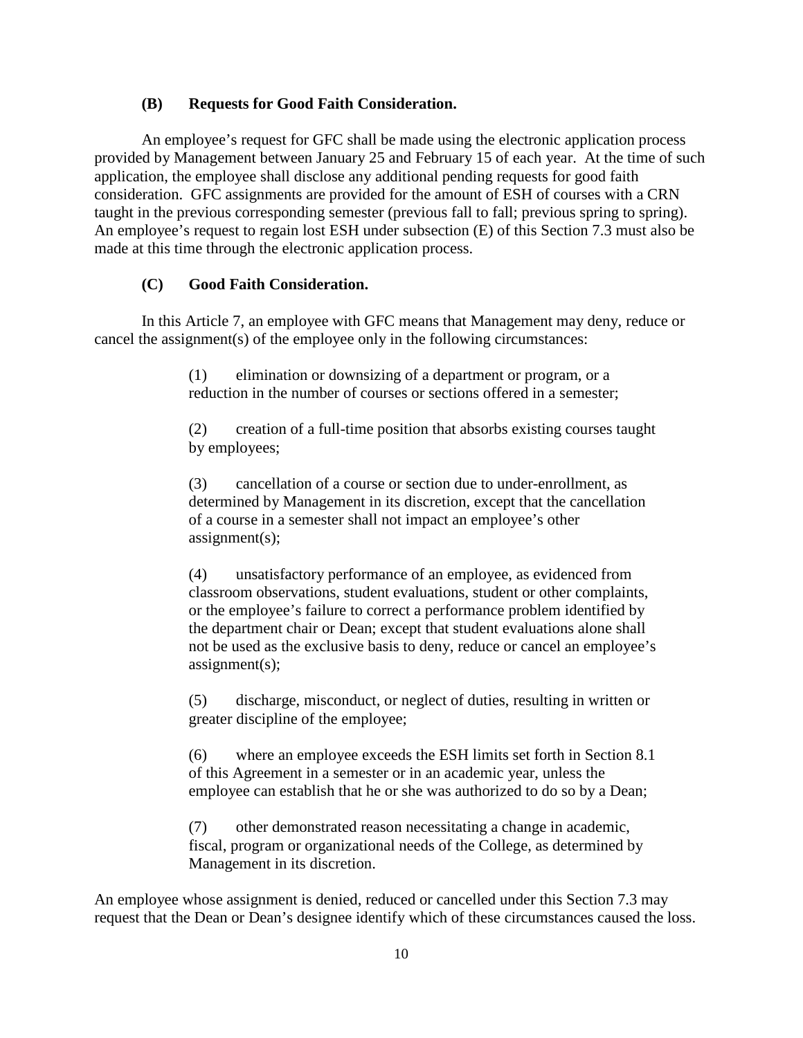### (B) Requests for Good Faith Consideration.

An employee's request for GFC shall be made using the electronic application process provided by Management between January 25 and February 15 of each year. At the time of such application, the employee shall disclose any additional pending requests for good faith consideration. GFC assignments are provided for the amount of ESH of courses with a CRN taught in the previous corresponding semester (previous fall to fall; previous spring to spring). An employee's request to regain lost ESH under subsection (E) of this Section 7.3 must also be made at this time through the electronic application process.

### (C) Good Faith Consideration.

In this Article 7, an employee with GFC means that Management may deny, reduce or cancel the assignment(s) of the employee only in the following circumstances:

> (1) elimination or downsizing of a department or program, or a reduction in the number of courses or sections offered in a semester;
>
> (2) creation of a full-time position that absorbs existing courses taught by employees;
>
> (3) cancellation of a course or section due to under-enrollment, as determined by Management in its discretion, except that the cancellation of a course in a semester shall not impact an employee's other assignment(s);
>
> (4) unsatisfactory performance of an employee, as evidenced from classroom observations, student evaluations, student or other complaints, or the employee's failure to correct a performance problem identified by the department chair or Dean; except that student evaluations alone shall not be used as the exclusive basis to deny, reduce or cancel an employee's assignment(s);
>
> (5) discharge, misconduct, or neglect of duties, resulting in written or greater discipline of the employee;
>
> (6) where an employee exceeds the ESH limits set forth in Section 8.1 of this Agreement in a semester or in an academic year, unless the employee can establish that he or she was authorized to do so by a Dean;
>
> (7) other demonstrated reason necessitating a change in academic, fiscal, program or organizational needs of the College, as determined by Management in its discretion.

An employee whose assignment is denied, reduced or cancelled under this Section 7.3 may request that the Dean or Dean's designee identify which of these circumstances caused the loss.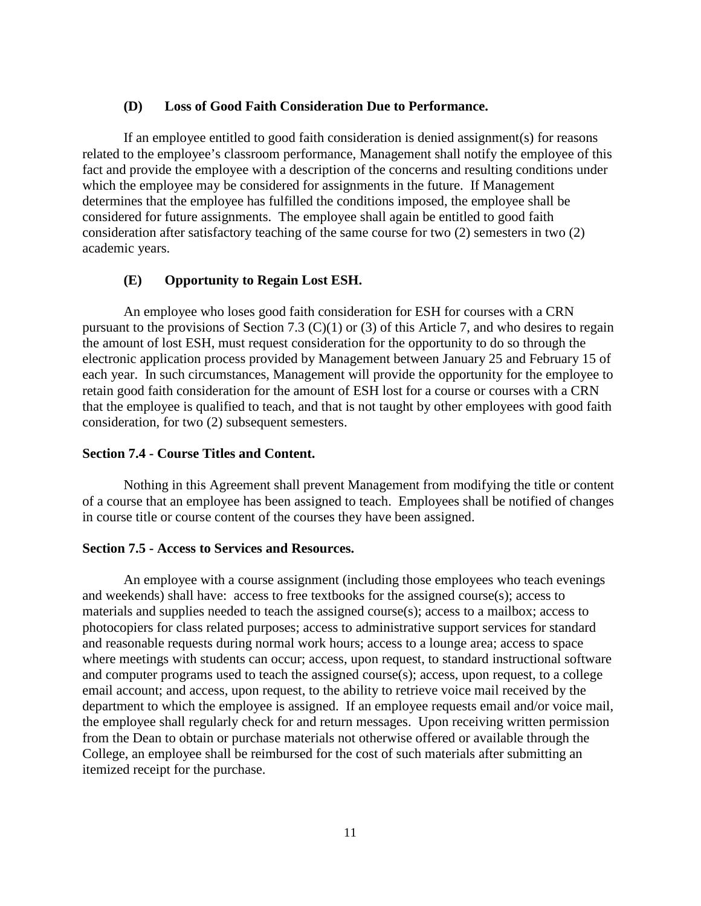#### (D) Loss of Good Faith Consideration Due to Performance.

If an employee entitled to good faith consideration is denied assignment(s) for reasons related to the employee's classroom performance, Management shall notify the employee of this fact and provide the employee with a description of the concerns and resulting conditions under which the employee may be considered for assignments in the future. If Management determines that the employee has fulfilled the conditions imposed, the employee shall be considered for future assignments. The employee shall again be entitled to good faith consideration after satisfactory teaching of the same course for two (2) semesters in two (2) academic years.

#### (E) Opportunity to Regain Lost ESH.

An employee who loses good faith consideration for ESH for courses with a CRN pursuant to the provisions of Section 7.3 (C)(1) or (3) of this Article 7, and who desires to regain the amount of lost ESH, must request consideration for the opportunity to do so through the electronic application process provided by Management between January 25 and February 15 of each year. In such circumstances, Management will provide the opportunity for the employee to retain good faith consideration for the amount of ESH lost for a course or courses with a CRN that the employee is qualified to teach, and that is not taught by other employees with good faith consideration, for two (2) subsequent semesters.

### Section 7.4 - Course Titles and Content.

Nothing in this Agreement shall prevent Management from modifying the title or content of a course that an employee has been assigned to teach. Employees shall be notified of changes in course title or course content of the courses they have been assigned.

### Section 7.5 - Access to Services and Resources.

An employee with a course assignment (including those employees who teach evenings and weekends) shall have: access to free textbooks for the assigned course(s); access to materials and supplies needed to teach the assigned course(s); access to a mailbox; access to photocopiers for class related purposes; access to administrative support services for standard and reasonable requests during normal work hours; access to a lounge area; access to space where meetings with students can occur; access, upon request, to standard instructional software and computer programs used to teach the assigned course(s); access, upon request, to a college email account; and access, upon request, to the ability to retrieve voice mail received by the department to which the employee is assigned. If an employee requests email and/or voice mail, the employee shall regularly check for and return messages. Upon receiving written permission from the Dean to obtain or purchase materials not otherwise offered or available through the College, an employee shall be reimbursed for the cost of such materials after submitting an itemized receipt for the purchase.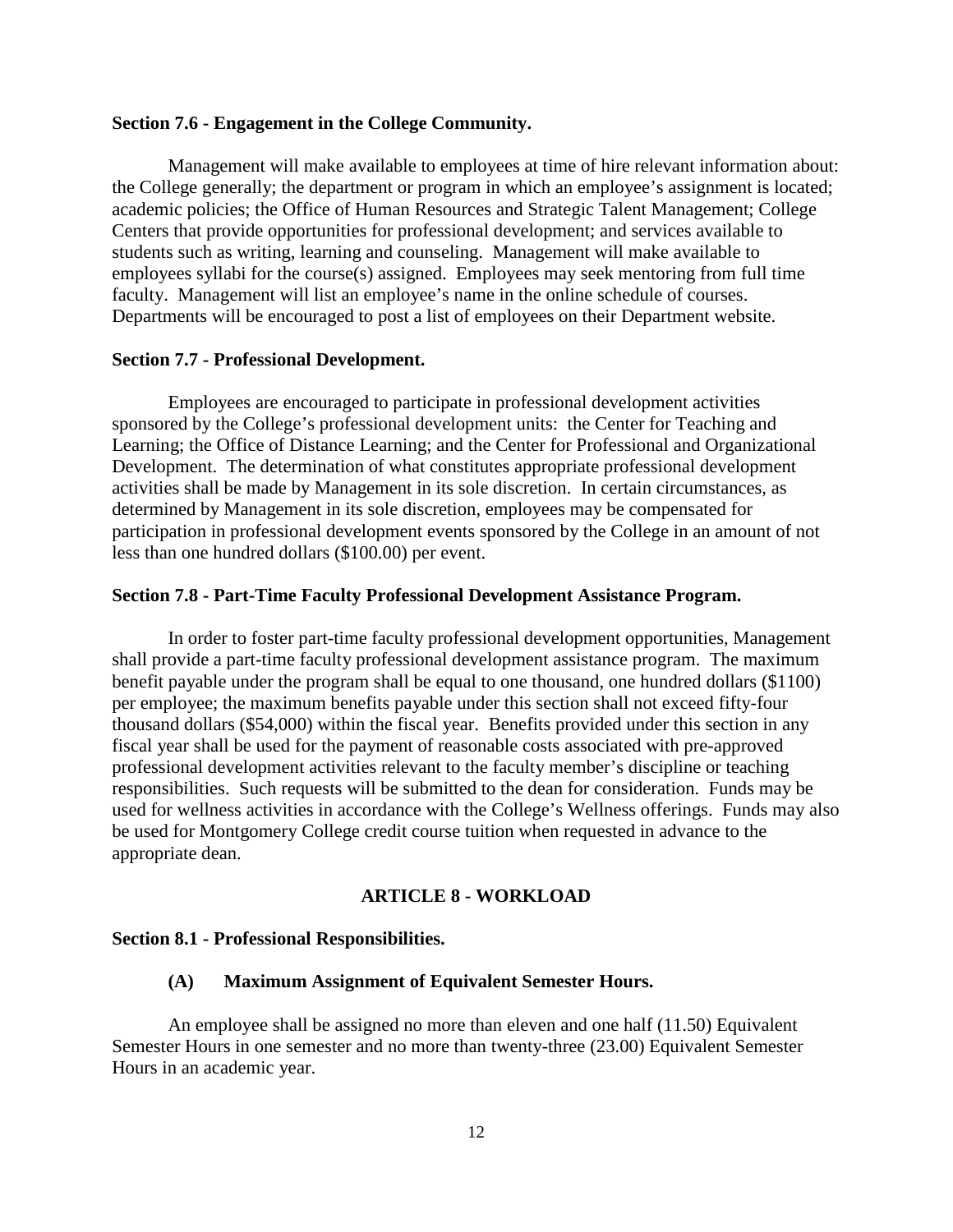**Section 7.6 - Engagement in the College Community.**

Management will make available to employees at time of hire relevant information about: the College generally; the department or program in which an employee's assignment is located; academic policies; the Office of Human Resources and Strategic Talent Management; College Centers that provide opportunities for professional development; and services available to students such as writing, learning and counseling. Management will make available to employees syllabi for the course(s) assigned. Employees may seek mentoring from full time faculty. Management will list an employee's name in the online schedule of courses. Departments will be encouraged to post a list of employees on their Department website.

**Section 7.7 - Professional Development.**

Employees are encouraged to participate in professional development activities sponsored by the College's professional development units: the Center for Teaching and Learning; the Office of Distance Learning; and the Center for Professional and Organizational Development. The determination of what constitutes appropriate professional development activities shall be made by Management in its sole discretion. In certain circumstances, as determined by Management in its sole discretion, employees may be compensated for participation in professional development events sponsored by the College in an amount of not less than one hundred dollars ($100.00) per event.

**Section 7.8 - Part-Time Faculty Professional Development Assistance Program.**

In order to foster part-time faculty professional development opportunities, Management shall provide a part-time faculty professional development assistance program. The maximum benefit payable under the program shall be equal to one thousand, one hundred dollars ($1100) per employee; the maximum benefits payable under this section shall not exceed fifty-four thousand dollars ($54,000) within the fiscal year. Benefits provided under this section in any fiscal year shall be used for the payment of reasonable costs associated with pre-approved professional development activities relevant to the faculty member's discipline or teaching responsibilities. Such requests will be submitted to the dean for consideration. Funds may be used for wellness activities in accordance with the College's Wellness offerings. Funds may also be used for Montgomery College credit course tuition when requested in advance to the appropriate dean.

## ARTICLE 8 - WORKLOAD

**Section 8.1 - Professional Responsibilities.**

**(A) Maximum Assignment of Equivalent Semester Hours.**

An employee shall be assigned no more than eleven and one half (11.50) Equivalent Semester Hours in one semester and no more than twenty-three (23.00) Equivalent Semester Hours in an academic year.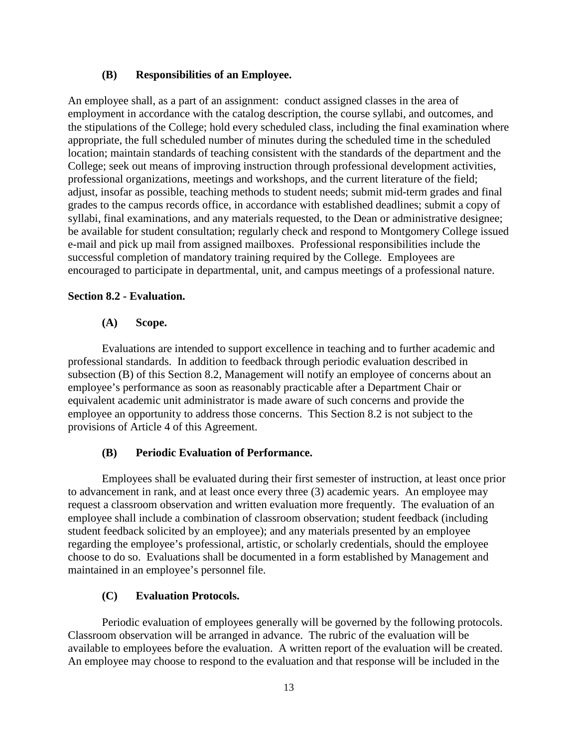#### (B) Responsibilities of an Employee.

An employee shall, as a part of an assignment: conduct assigned classes in the area of employment in accordance with the catalog description, the course syllabi, and outcomes, and the stipulations of the College; hold every scheduled class, including the final examination where appropriate, the full scheduled number of minutes during the scheduled time in the scheduled location; maintain standards of teaching consistent with the standards of the department and the College; seek out means of improving instruction through professional development activities, professional organizations, meetings and workshops, and the current literature of the field; adjust, insofar as possible, teaching methods to student needs; submit mid-term grades and final grades to the campus records office, in accordance with established deadlines; submit a copy of syllabi, final examinations, and any materials requested, to the Dean or administrative designee; be available for student consultation; regularly check and respond to Montgomery College issued e-mail and pick up mail from assigned mailboxes. Professional responsibilities include the successful completion of mandatory training required by the College. Employees are encouraged to participate in departmental, unit, and campus meetings of a professional nature.

### Section 8.2 - Evaluation.

#### (A) Scope.

Evaluations are intended to support excellence in teaching and to further academic and professional standards. In addition to feedback through periodic evaluation described in subsection (B) of this Section 8.2, Management will notify an employee of concerns about an employee's performance as soon as reasonably practicable after a Department Chair or equivalent academic unit administrator is made aware of such concerns and provide the employee an opportunity to address those concerns. This Section 8.2 is not subject to the provisions of Article 4 of this Agreement.

#### (B) Periodic Evaluation of Performance.

Employees shall be evaluated during their first semester of instruction, at least once prior to advancement in rank, and at least once every three (3) academic years. An employee may request a classroom observation and written evaluation more frequently. The evaluation of an employee shall include a combination of classroom observation; student feedback (including student feedback solicited by an employee); and any materials presented by an employee regarding the employee's professional, artistic, or scholarly credentials, should the employee choose to do so. Evaluations shall be documented in a form established by Management and maintained in an employee's personnel file.

#### (C) Evaluation Protocols.

Periodic evaluation of employees generally will be governed by the following protocols. Classroom observation will be arranged in advance. The rubric of the evaluation will be available to employees before the evaluation. A written report of the evaluation will be created. An employee may choose to respond to the evaluation and that response will be included in the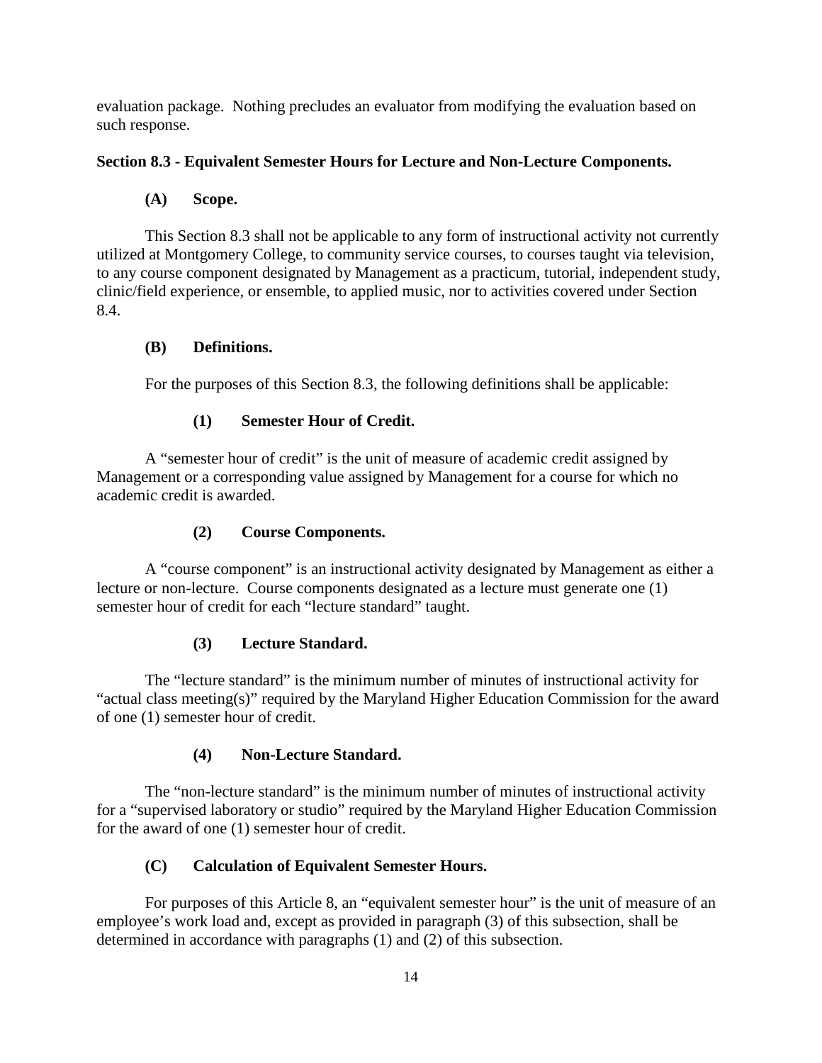evaluation package. Nothing precludes an evaluator from modifying the evaluation based on such response.

**Section 8.3 - Equivalent Semester Hours for Lecture and Non-Lecture Components.**

**(A) Scope.**

This Section 8.3 shall not be applicable to any form of instructional activity not currently utilized at Montgomery College, to community service courses, to courses taught via television, to any course component designated by Management as a practicum, tutorial, independent study, clinic/field experience, or ensemble, to applied music, nor to activities covered under Section 8.4.

**(B) Definitions.**

For the purposes of this Section 8.3, the following definitions shall be applicable:

**(1) Semester Hour of Credit.**

A "semester hour of credit" is the unit of measure of academic credit assigned by Management or a corresponding value assigned by Management for a course for which no academic credit is awarded.

**(2) Course Components.**

A "course component" is an instructional activity designated by Management as either a lecture or non-lecture. Course components designated as a lecture must generate one (1) semester hour of credit for each "lecture standard" taught.

**(3) Lecture Standard.**

The "lecture standard" is the minimum number of minutes of instructional activity for "actual class meeting(s)" required by the Maryland Higher Education Commission for the award of one (1) semester hour of credit.

**(4) Non-Lecture Standard.**

The "non-lecture standard" is the minimum number of minutes of instructional activity for a "supervised laboratory or studio" required by the Maryland Higher Education Commission for the award of one (1) semester hour of credit.

**(C) Calculation of Equivalent Semester Hours.**

For purposes of this Article 8, an "equivalent semester hour" is the unit of measure of an employee's work load and, except as provided in paragraph (3) of this subsection, shall be determined in accordance with paragraphs (1) and (2) of this subsection.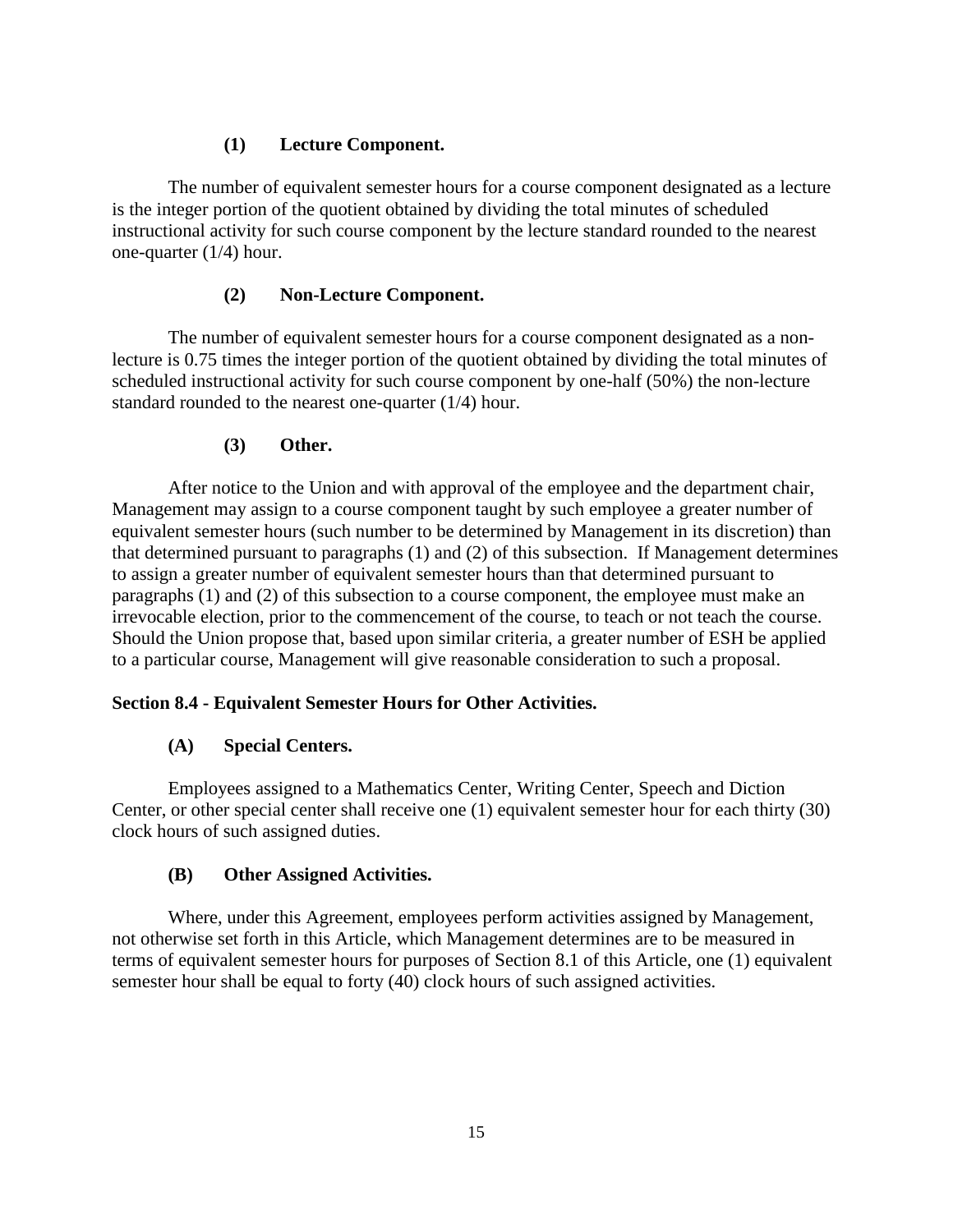#### (1) Lecture Component.

The number of equivalent semester hours for a course component designated as a lecture is the integer portion of the quotient obtained by dividing the total minutes of scheduled instructional activity for such course component by the lecture standard rounded to the nearest one-quarter (1/4) hour.

#### (2) Non-Lecture Component.

The number of equivalent semester hours for a course component designated as a non-lecture is 0.75 times the integer portion of the quotient obtained by dividing the total minutes of scheduled instructional activity for such course component by one-half (50%) the non-lecture standard rounded to the nearest one-quarter (1/4) hour.

#### (3) Other.

After notice to the Union and with approval of the employee and the department chair, Management may assign to a course component taught by such employee a greater number of equivalent semester hours (such number to be determined by Management in its discretion) than that determined pursuant to paragraphs (1) and (2) of this subsection. If Management determines to assign a greater number of equivalent semester hours than that determined pursuant to paragraphs (1) and (2) of this subsection to a course component, the employee must make an irrevocable election, prior to the commencement of the course, to teach or not teach the course. Should the Union propose that, based upon similar criteria, a greater number of ESH be applied to a particular course, Management will give reasonable consideration to such a proposal.

## Section 8.4 - Equivalent Semester Hours for Other Activities.

### (A) Special Centers.

Employees assigned to a Mathematics Center, Writing Center, Speech and Diction Center, or other special center shall receive one (1) equivalent semester hour for each thirty (30) clock hours of such assigned duties.

### (B) Other Assigned Activities.

Where, under this Agreement, employees perform activities assigned by Management, not otherwise set forth in this Article, which Management determines are to be measured in terms of equivalent semester hours for purposes of Section 8.1 of this Article, one (1) equivalent semester hour shall be equal to forty (40) clock hours of such assigned activities.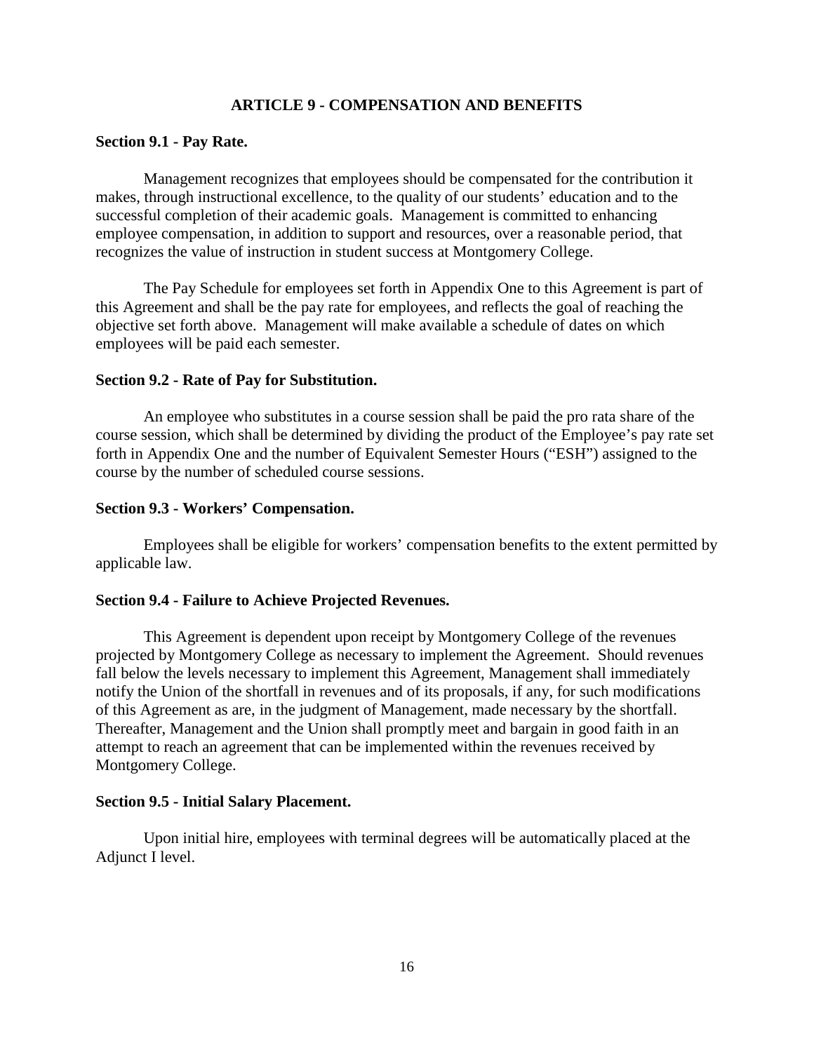# ARTICLE 9 - COMPENSATION AND BENEFITS

### Section 9.1 - Pay Rate.

Management recognizes that employees should be compensated for the contribution it makes, through instructional excellence, to the quality of our students' education and to the successful completion of their academic goals. Management is committed to enhancing employee compensation, in addition to support and resources, over a reasonable period, that recognizes the value of instruction in student success at Montgomery College.

The Pay Schedule for employees set forth in Appendix One to this Agreement is part of this Agreement and shall be the pay rate for employees, and reflects the goal of reaching the objective set forth above. Management will make available a schedule of dates on which employees will be paid each semester.

### Section 9.2 - Rate of Pay for Substitution.

An employee who substitutes in a course session shall be paid the pro rata share of the course session, which shall be determined by dividing the product of the Employee's pay rate set forth in Appendix One and the number of Equivalent Semester Hours ("ESH") assigned to the course by the number of scheduled course sessions.

### Section 9.3 - Workers' Compensation.

Employees shall be eligible for workers' compensation benefits to the extent permitted by applicable law.

### Section 9.4 - Failure to Achieve Projected Revenues.

This Agreement is dependent upon receipt by Montgomery College of the revenues projected by Montgomery College as necessary to implement the Agreement. Should revenues fall below the levels necessary to implement this Agreement, Management shall immediately notify the Union of the shortfall in revenues and of its proposals, if any, for such modifications of this Agreement as are, in the judgment of Management, made necessary by the shortfall. Thereafter, Management and the Union shall promptly meet and bargain in good faith in an attempt to reach an agreement that can be implemented within the revenues received by Montgomery College.

### Section 9.5 - Initial Salary Placement.

Upon initial hire, employees with terminal degrees will be automatically placed at the Adjunct I level.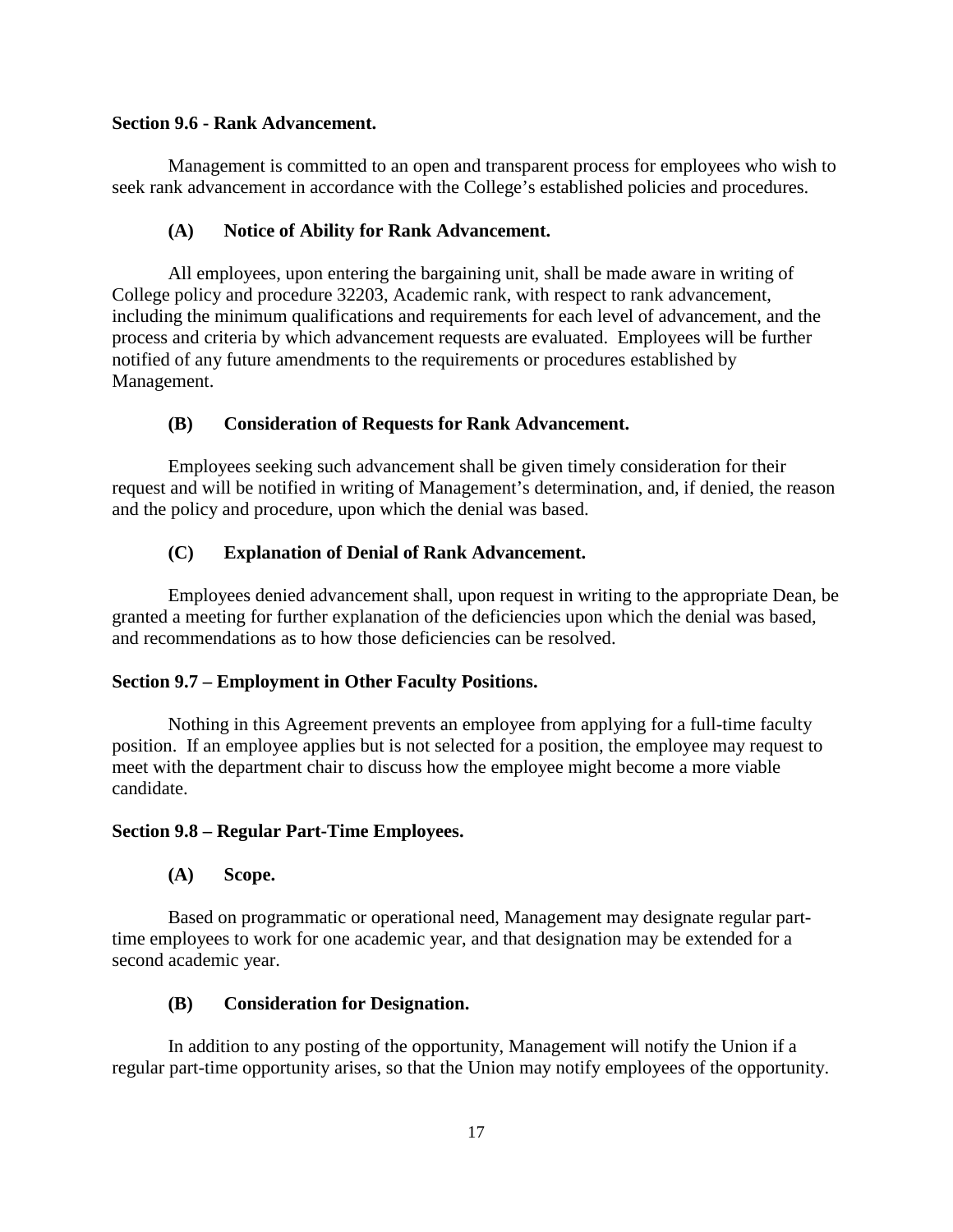**Section 9.6 - Rank Advancement.**

Management is committed to an open and transparent process for employees who wish to seek rank advancement in accordance with the College's established policies and procedures.

**(A) Notice of Ability for Rank Advancement.**

All employees, upon entering the bargaining unit, shall be made aware in writing of College policy and procedure 32203, Academic rank, with respect to rank advancement, including the minimum qualifications and requirements for each level of advancement, and the process and criteria by which advancement requests are evaluated. Employees will be further notified of any future amendments to the requirements or procedures established by Management.

**(B) Consideration of Requests for Rank Advancement.**

Employees seeking such advancement shall be given timely consideration for their request and will be notified in writing of Management's determination, and, if denied, the reason and the policy and procedure, upon which the denial was based.

**(C) Explanation of Denial of Rank Advancement.**

Employees denied advancement shall, upon request in writing to the appropriate Dean, be granted a meeting for further explanation of the deficiencies upon which the denial was based, and recommendations as to how those deficiencies can be resolved.

**Section 9.7 – Employment in Other Faculty Positions.**

Nothing in this Agreement prevents an employee from applying for a full-time faculty position. If an employee applies but is not selected for a position, the employee may request to meet with the department chair to discuss how the employee might become a more viable candidate.

**Section 9.8 – Regular Part-Time Employees.**

**(A) Scope.**

Based on programmatic or operational need, Management may designate regular part-time employees to work for one academic year, and that designation may be extended for a second academic year.

**(B) Consideration for Designation.**

In addition to any posting of the opportunity, Management will notify the Union if a regular part-time opportunity arises, so that the Union may notify employees of the opportunity.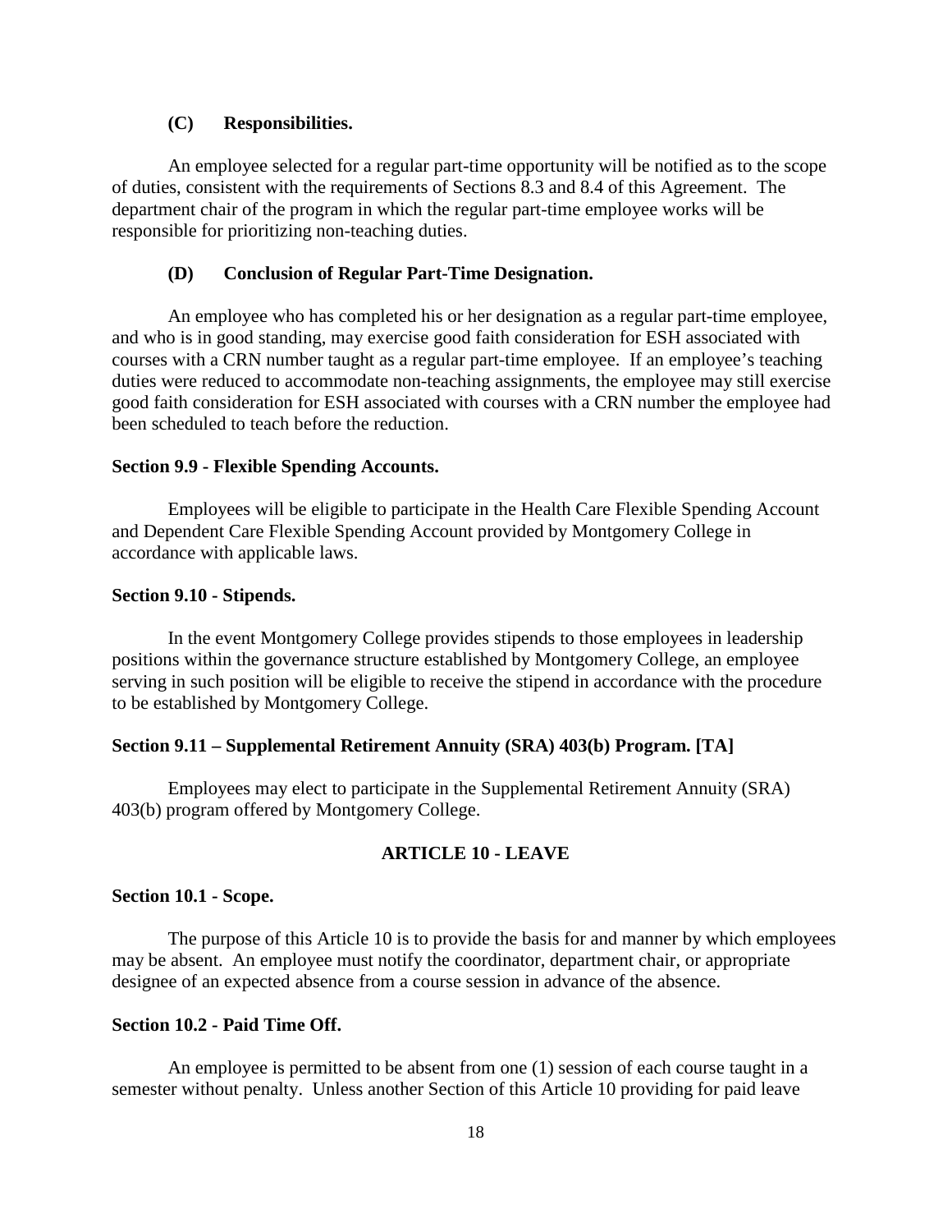**(C) Responsibilities.**

An employee selected for a regular part-time opportunity will be notified as to the scope of duties, consistent with the requirements of Sections 8.3 and 8.4 of this Agreement. The department chair of the program in which the regular part-time employee works will be responsible for prioritizing non-teaching duties.

**(D) Conclusion of Regular Part-Time Designation.**

An employee who has completed his or her designation as a regular part-time employee, and who is in good standing, may exercise good faith consideration for ESH associated with courses with a CRN number taught as a regular part-time employee. If an employee's teaching duties were reduced to accommodate non-teaching assignments, the employee may still exercise good faith consideration for ESH associated with courses with a CRN number the employee had been scheduled to teach before the reduction.

**Section 9.9 - Flexible Spending Accounts.**

Employees will be eligible to participate in the Health Care Flexible Spending Account and Dependent Care Flexible Spending Account provided by Montgomery College in accordance with applicable laws.

**Section 9.10 - Stipends.**

In the event Montgomery College provides stipends to those employees in leadership positions within the governance structure established by Montgomery College, an employee serving in such position will be eligible to receive the stipend in accordance with the procedure to be established by Montgomery College.

**Section 9.11 – Supplemental Retirement Annuity (SRA) 403(b) Program. [TA]**

Employees may elect to participate in the Supplemental Retirement Annuity (SRA) 403(b) program offered by Montgomery College.

## ARTICLE 10 - LEAVE

**Section 10.1 - Scope.**

The purpose of this Article 10 is to provide the basis for and manner by which employees may be absent. An employee must notify the coordinator, department chair, or appropriate designee of an expected absence from a course session in advance of the absence.

**Section 10.2 - Paid Time Off.**

An employee is permitted to be absent from one (1) session of each course taught in a semester without penalty. Unless another Section of this Article 10 providing for paid leave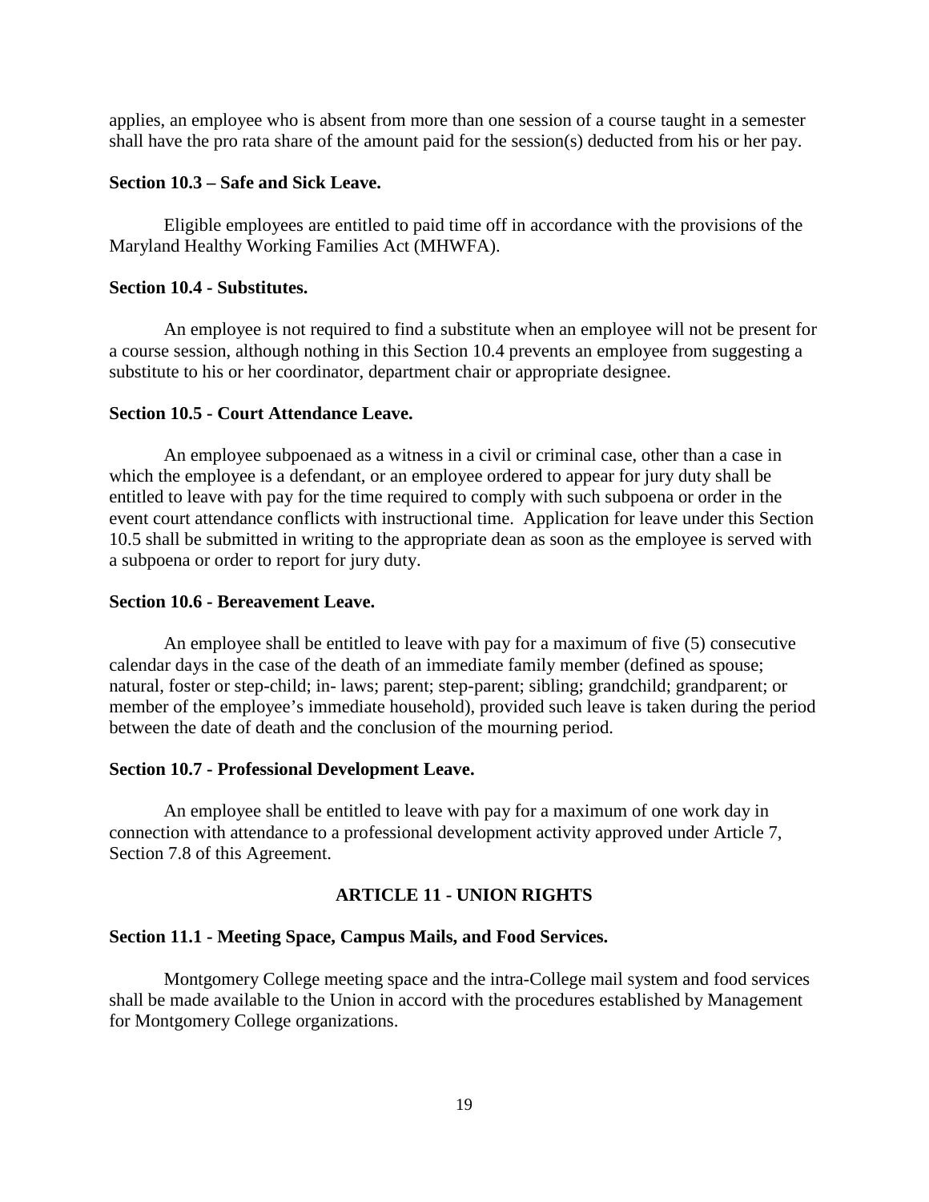applies, an employee who is absent from more than one session of a course taught in a semester shall have the pro rata share of the amount paid for the session(s) deducted from his or her pay.

**Section 10.3 – Safe and Sick Leave.**

Eligible employees are entitled to paid time off in accordance with the provisions of the Maryland Healthy Working Families Act (MHWFA).

**Section 10.4 - Substitutes.**

An employee is not required to find a substitute when an employee will not be present for a course session, although nothing in this Section 10.4 prevents an employee from suggesting a substitute to his or her coordinator, department chair or appropriate designee.

**Section 10.5 - Court Attendance Leave.**

An employee subpoenaed as a witness in a civil or criminal case, other than a case in which the employee is a defendant, or an employee ordered to appear for jury duty shall be entitled to leave with pay for the time required to comply with such subpoena or order in the event court attendance conflicts with instructional time. Application for leave under this Section 10.5 shall be submitted in writing to the appropriate dean as soon as the employee is served with a subpoena or order to report for jury duty.

**Section 10.6 - Bereavement Leave.**

An employee shall be entitled to leave with pay for a maximum of five (5) consecutive calendar days in the case of the death of an immediate family member (defined as spouse; natural, foster or step-child; in- laws; parent; step-parent; sibling; grandchild; grandparent; or member of the employee's immediate household), provided such leave is taken during the period between the date of death and the conclusion of the mourning period.

**Section 10.7 - Professional Development Leave.**

An employee shall be entitled to leave with pay for a maximum of one work day in connection with attendance to a professional development activity approved under Article 7, Section 7.8 of this Agreement.

## ARTICLE 11 - UNION RIGHTS

**Section 11.1 - Meeting Space, Campus Mails, and Food Services.**

Montgomery College meeting space and the intra-College mail system and food services shall be made available to the Union in accord with the procedures established by Management for Montgomery College organizations.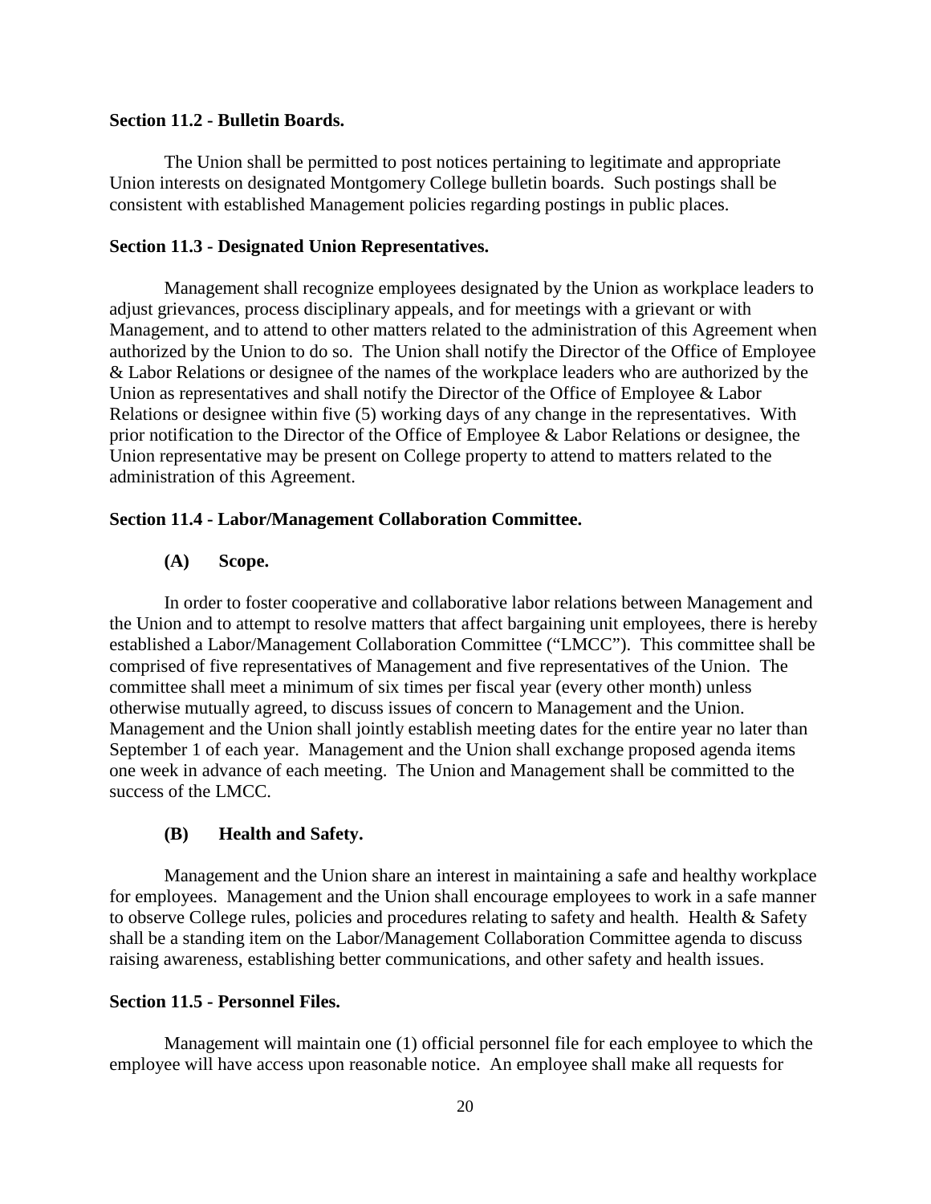**Section 11.2 - Bulletin Boards.**

The Union shall be permitted to post notices pertaining to legitimate and appropriate Union interests on designated Montgomery College bulletin boards. Such postings shall be consistent with established Management policies regarding postings in public places.

**Section 11.3 - Designated Union Representatives.**

Management shall recognize employees designated by the Union as workplace leaders to adjust grievances, process disciplinary appeals, and for meetings with a grievant or with Management, and to attend to other matters related to the administration of this Agreement when authorized by the Union to do so. The Union shall notify the Director of the Office of Employee & Labor Relations or designee of the names of the workplace leaders who are authorized by the Union as representatives and shall notify the Director of the Office of Employee & Labor Relations or designee within five (5) working days of any change in the representatives. With prior notification to the Director of the Office of Employee & Labor Relations or designee, the Union representative may be present on College property to attend to matters related to the administration of this Agreement.

**Section 11.4 - Labor/Management Collaboration Committee.**

**(A) Scope.**

In order to foster cooperative and collaborative labor relations between Management and the Union and to attempt to resolve matters that affect bargaining unit employees, there is hereby established a Labor/Management Collaboration Committee ("LMCC"). This committee shall be comprised of five representatives of Management and five representatives of the Union. The committee shall meet a minimum of six times per fiscal year (every other month) unless otherwise mutually agreed, to discuss issues of concern to Management and the Union. Management and the Union shall jointly establish meeting dates for the entire year no later than September 1 of each year. Management and the Union shall exchange proposed agenda items one week in advance of each meeting. The Union and Management shall be committed to the success of the LMCC.

**(B) Health and Safety.**

Management and the Union share an interest in maintaining a safe and healthy workplace for employees. Management and the Union shall encourage employees to work in a safe manner to observe College rules, policies and procedures relating to safety and health. Health & Safety shall be a standing item on the Labor/Management Collaboration Committee agenda to discuss raising awareness, establishing better communications, and other safety and health issues.

**Section 11.5 - Personnel Files.**

Management will maintain one (1) official personnel file for each employee to which the employee will have access upon reasonable notice. An employee shall make all requests for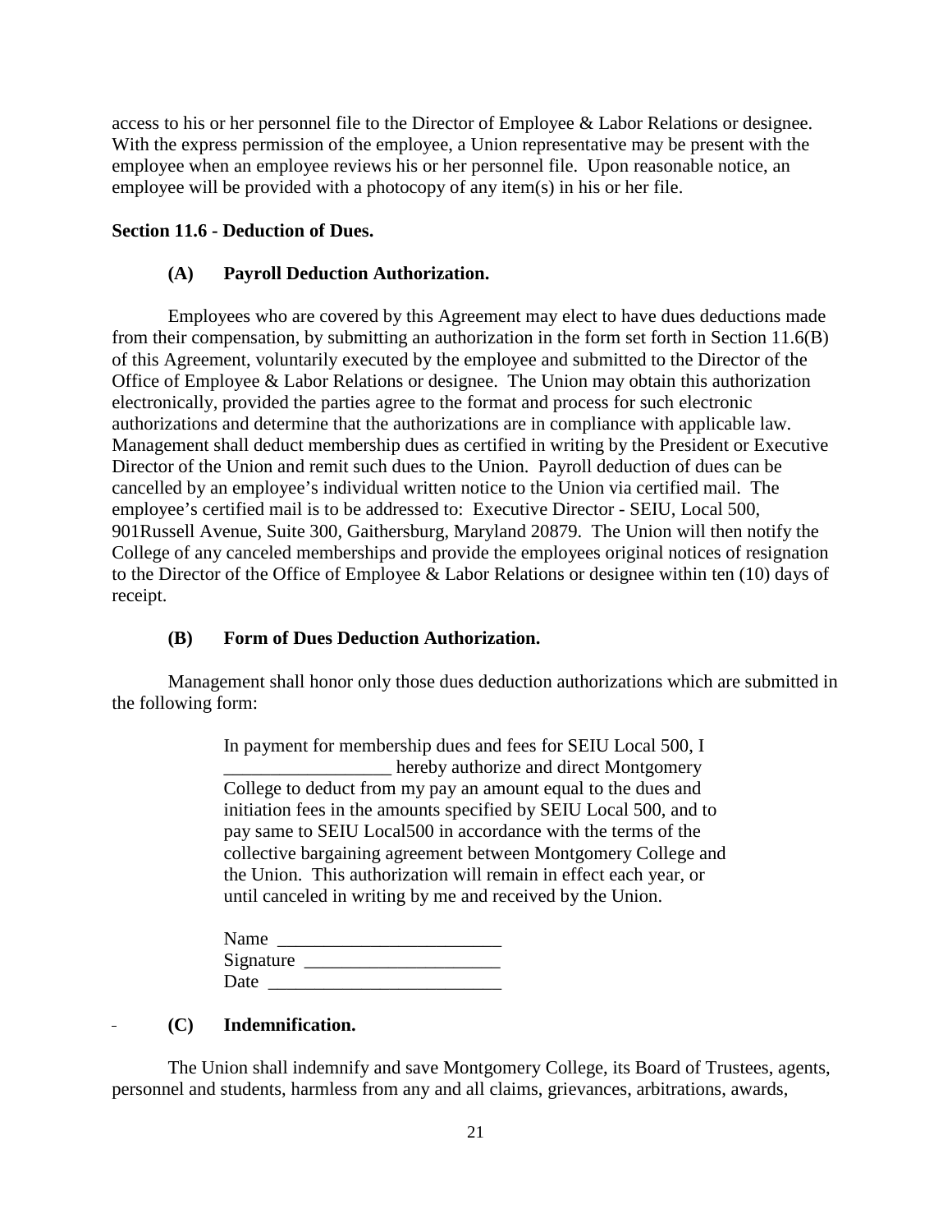access to his or her personnel file to the Director of Employee & Labor Relations or designee. With the express permission of the employee, a Union representative may be present with the employee when an employee reviews his or her personnel file. Upon reasonable notice, an employee will be provided with a photocopy of any item(s) in his or her file.

**Section 11.6 - Deduction of Dues.**

**(A) Payroll Deduction Authorization.**

Employees who are covered by this Agreement may elect to have dues deductions made from their compensation, by submitting an authorization in the form set forth in Section 11.6(B) of this Agreement, voluntarily executed by the employee and submitted to the Director of the Office of Employee & Labor Relations or designee. The Union may obtain this authorization electronically, provided the parties agree to the format and process for such electronic authorizations and determine that the authorizations are in compliance with applicable law. Management shall deduct membership dues as certified in writing by the President or Executive Director of the Union and remit such dues to the Union. Payroll deduction of dues can be cancelled by an employee's individual written notice to the Union via certified mail. The employee's certified mail is to be addressed to: Executive Director - SEIU, Local 500, 901Russell Avenue, Suite 300, Gaithersburg, Maryland 20879. The Union will then notify the College of any canceled memberships and provide the employees original notices of resignation to the Director of the Office of Employee & Labor Relations or designee within ten (10) days of receipt.

**(B) Form of Dues Deduction Authorization.**

Management shall honor only those dues deduction authorizations which are submitted in the following form:

> In payment for membership dues and fees for SEIU Local 500, I __________________ hereby authorize and direct Montgomery College to deduct from my pay an amount equal to the dues and initiation fees in the amounts specified by SEIU Local 500, and to pay same to SEIU Local500 in accordance with the terms of the collective bargaining agreement between Montgomery College and the Union. This authorization will remain in effect each year, or until canceled in writing by me and received by the Union.
>
> Name ________________________
> Signature _____________________
> Date _________________________

**(C) Indemnification.**

The Union shall indemnify and save Montgomery College, its Board of Trustees, agents, personnel and students, harmless from any and all claims, grievances, arbitrations, awards,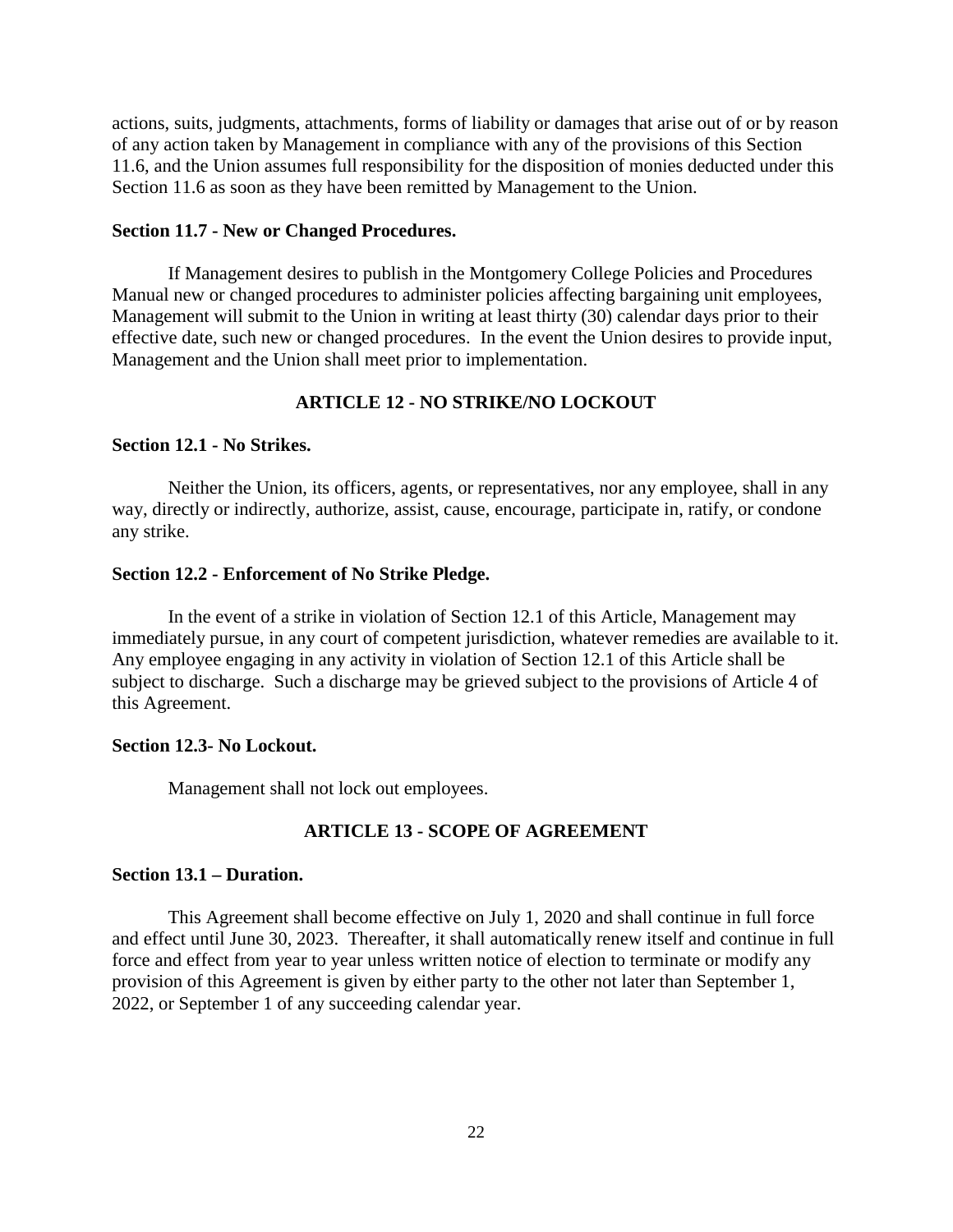actions, suits, judgments, attachments, forms of liability or damages that arise out of or by reason of any action taken by Management in compliance with any of the provisions of this Section 11.6, and the Union assumes full responsibility for the disposition of monies deducted under this Section 11.6 as soon as they have been remitted by Management to the Union.

**Section 11.7 - New or Changed Procedures.**

If Management desires to publish in the Montgomery College Policies and Procedures Manual new or changed procedures to administer policies affecting bargaining unit employees, Management will submit to the Union in writing at least thirty (30) calendar days prior to their effective date, such new or changed procedures. In the event the Union desires to provide input, Management and the Union shall meet prior to implementation.

## ARTICLE 12 - NO STRIKE/NO LOCKOUT

**Section 12.1 - No Strikes.**

Neither the Union, its officers, agents, or representatives, nor any employee, shall in any way, directly or indirectly, authorize, assist, cause, encourage, participate in, ratify, or condone any strike.

**Section 12.2 - Enforcement of No Strike Pledge.**

In the event of a strike in violation of Section 12.1 of this Article, Management may immediately pursue, in any court of competent jurisdiction, whatever remedies are available to it. Any employee engaging in any activity in violation of Section 12.1 of this Article shall be subject to discharge. Such a discharge may be grieved subject to the provisions of Article 4 of this Agreement.

**Section 12.3- No Lockout.**

Management shall not lock out employees.

## ARTICLE 13 - SCOPE OF AGREEMENT

**Section 13.1 – Duration.**

This Agreement shall become effective on July 1, 2020 and shall continue in full force and effect until June 30, 2023. Thereafter, it shall automatically renew itself and continue in full force and effect from year to year unless written notice of election to terminate or modify any provision of this Agreement is given by either party to the other not later than September 1, 2022, or September 1 of any succeeding calendar year.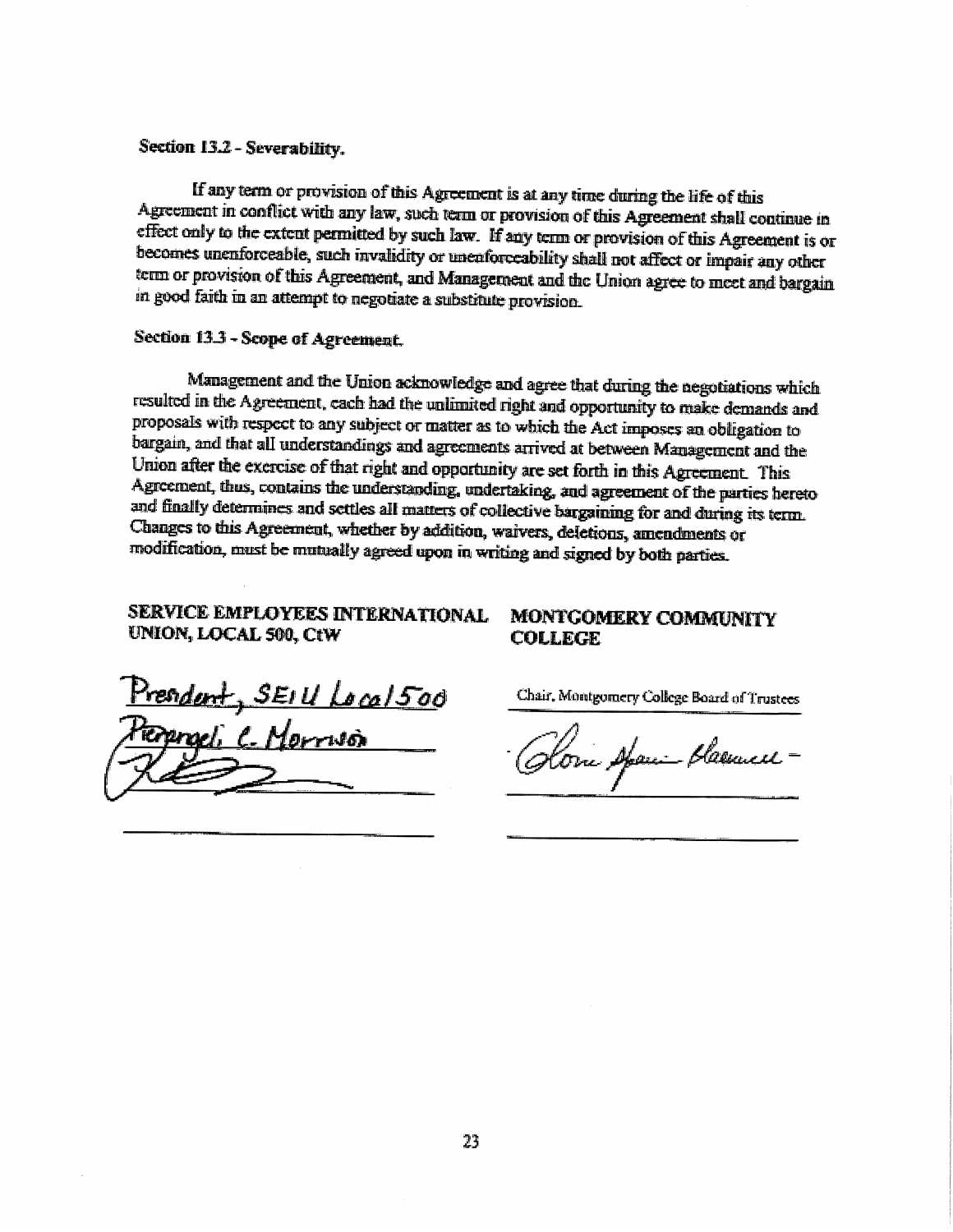**Section 13.2 - Severability.**

If any term or provision of this Agreement is at any time during the life of this Agreement in conflict with any law, such term or provision of this Agreement shall continue in effect only to the extent permitted by such law. If any term or provision of this Agreement is or becomes unenforceable, such invalidity or unenforceability shall not affect or impair any other term or provision of this Agreement, and Management and the Union agree to meet and bargain in good faith in an attempt to negotiate a substitute provision.

**Section 13.3 - Scope of Agreement.**

Management and the Union acknowledge and agree that during the negotiations which resulted in the Agreement, each had the unlimited right and opportunity to make demands and proposals with respect to any subject or matter as to which the Act imposes an obligation to bargain, and that all understandings and agreements arrived at between Management and the Union after the exercise of that right and opportunity are set forth in this Agreement. This Agreement, thus, contains the understanding, undertaking, and agreement of the parties hereto and finally determines and settles all matters of collective bargaining for and during its term. Changes to this Agreement, whether by addition, waivers, deletions, amendments or modification, must be mutually agreed upon in writing and signed by both parties.

**SERVICE EMPLOYEES INTERNATIONAL UNION, LOCAL 500, CtW**

President, SEIU Local 500

Pierangeli C. Morrison

**MONTGOMERY COMMUNITY COLLEGE**

Chair, Montgomery College Board of Trustees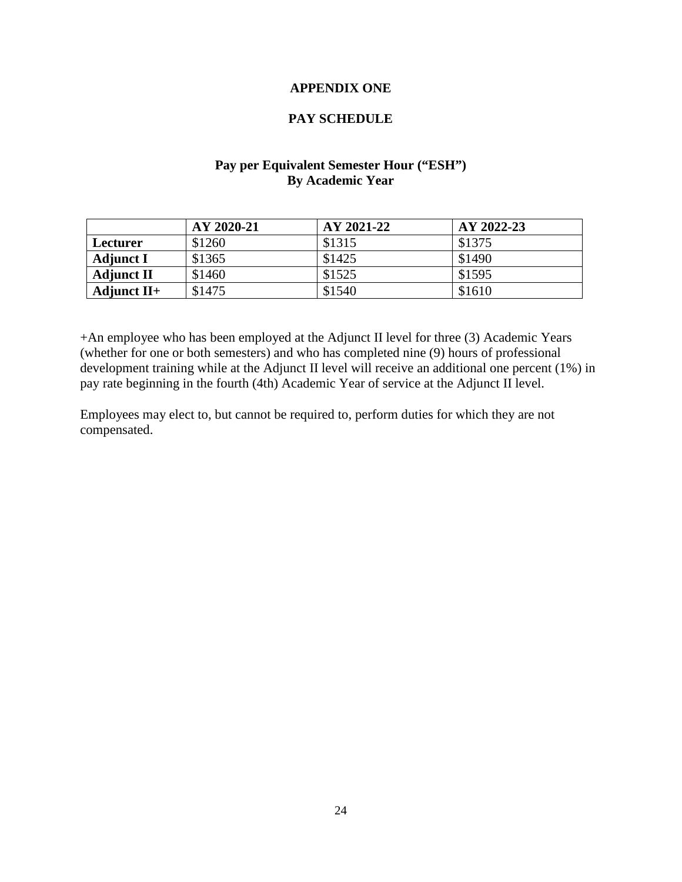# APPENDIX ONE

## PAY SCHEDULE

### Pay per Equivalent Semester Hour ("ESH") By Academic Year

| | AY 2020-21 | AY 2021-22 | AY 2022-23 |
|---|---|---|---|
| **Lecturer** | $1260 | $1315 | $1375 |
| **Adjunct I** | $1365 | $1425 | $1490 |
| **Adjunct II** | $1460 | $1525 | $1595 |
| **Adjunct II+** | $1475 | $1540 | $1610 |

+An employee who has been employed at the Adjunct II level for three (3) Academic Years (whether for one or both semesters) and who has completed nine (9) hours of professional development training while at the Adjunct II level will receive an additional one percent (1%) in pay rate beginning in the fourth (4th) Academic Year of service at the Adjunct II level.

Employees may elect to, but cannot be required to, perform duties for which they are not compensated.